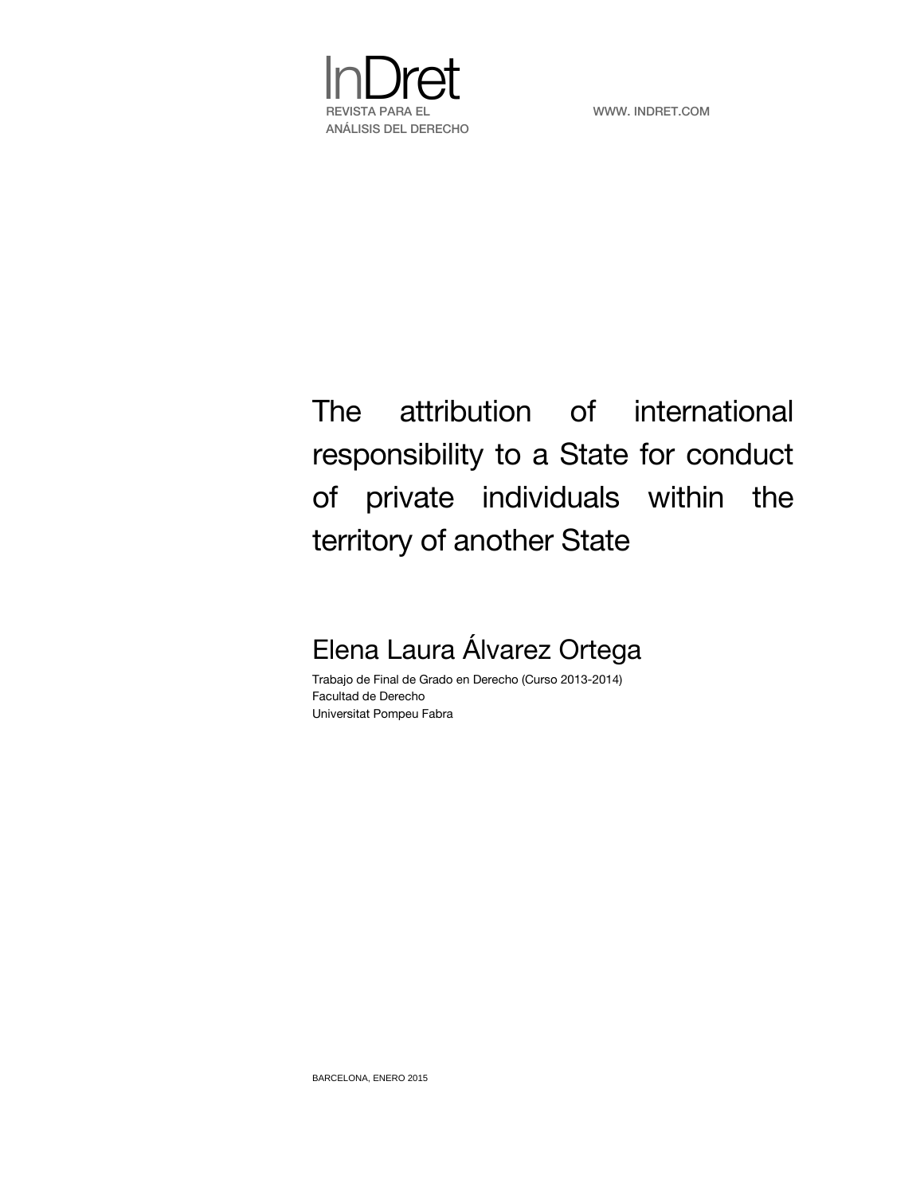InDret

REVISTA PARA EL ANÁLISIS DEL DERECHO

WWW. INDRET.COM

# The attribution of international responsibility to a State for conduct of private individuals within the territory of another State

## Elena Laura Álvarez Ortega

Trabajo de Final de Grado en Derecho (Curso 2013-2014)
Facultad de Derecho
Universitat Pompeu Fabra

BARCELONA, ENERO 2015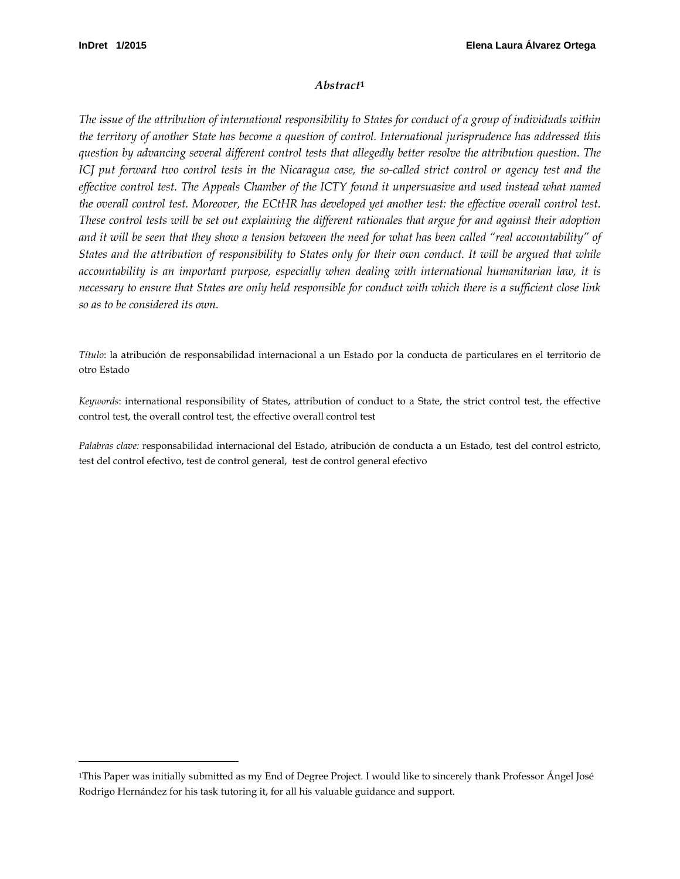### *Abstract*[1]

*The issue of the attribution of international responsibility to States for conduct of a group of individuals within the territory of another State has become a question of control. International jurisprudence has addressed this question by advancing several different control tests that allegedly better resolve the attribution question. The ICJ put forward two control tests in the Nicaragua case, the so-called strict control or agency test and the effective control test. The Appeals Chamber of the ICTY found it unpersuasive and used instead what named the overall control test. Moreover, the ECtHR has developed yet another test: the effective overall control test. These control tests will be set out explaining the different rationales that argue for and against their adoption and it will be seen that they show a tension between the need for what has been called "real accountability" of States and the attribution of responsibility to States only for their own conduct. It will be argued that while accountability is an important purpose, especially when dealing with international humanitarian law, it is necessary to ensure that States are only held responsible for conduct with which there is a sufficient close link so as to be considered its own.*

*Título*: la atribución de responsabilidad internacional a un Estado por la conducta de particulares en el territorio de otro Estado

*Keywords*: international responsibility of States, attribution of conduct to a State, the strict control test, the effective control test, the overall control test, the effective overall control test

*Palabras clave:* responsabilidad internacional del Estado, atribución de conducta a un Estado, test del control estricto, test del control efectivo, test de control general, test de control general efectivo

---

[1]This Paper was initially submitted as my End of Degree Project. I would like to sincerely thank Professor Ángel José Rodrigo Hernández for his task tutoring it, for all his valuable guidance and support.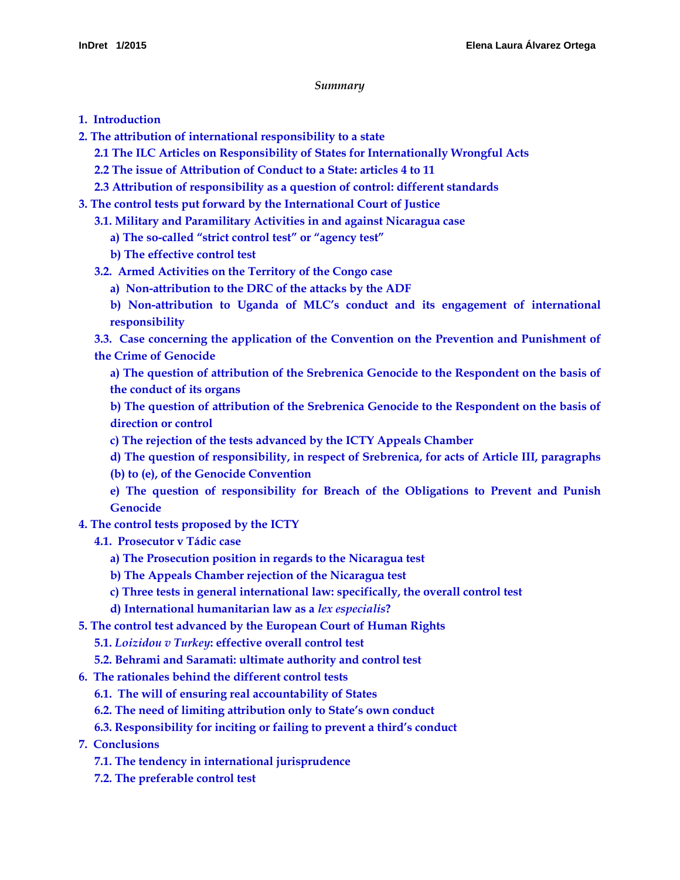*Summary*

**1. Introduction**

**2. The attribution of international responsibility to a state**

- **2.1 The ILC Articles on Responsibility of States for Internationally Wrongful Acts**
- **2.2 The issue of Attribution of Conduct to a State: articles 4 to 11**
- **2.3 Attribution of responsibility as a question of control: different standards**

**3. The control tests put forward by the International Court of Justice**

- **3.1. Military and Paramilitary Activities in and against Nicaragua case**
  - **a) The so-called "strict control test" or "agency test"**
  - **b) The effective control test**
- **3.2. Armed Activities on the Territory of the Congo case**
  - **a) Non-attribution to the DRC of the attacks by the ADF**
  - **b) Non-attribution to Uganda of MLC's conduct and its engagement of international responsibility**
- **3.3. Case concerning the application of the Convention on the Prevention and Punishment of the Crime of Genocide**
  - **a) The question of attribution of the Srebrenica Genocide to the Respondent on the basis of the conduct of its organs**
  - **b) The question of attribution of the Srebrenica Genocide to the Respondent on the basis of direction or control**
  - **c) The rejection of the tests advanced by the ICTY Appeals Chamber**
  - **d) The question of responsibility, in respect of Srebrenica, for acts of Article III, paragraphs (b) to (e), of the Genocide Convention**
  - **e) The question of responsibility for Breach of the Obligations to Prevent and Punish Genocide**

**4. The control tests proposed by the ICTY**

- **4.1. Prosecutor v Tádic case**
  - **a) The Prosecution position in regards to the Nicaragua test**
  - **b) The Appeals Chamber rejection of the Nicaragua test**
  - **c) Three tests in general international law: specifically, the overall control test**
  - **d) International humanitarian law as a *lex especialis*?**

**5. The control test advanced by the European Court of Human Rights**

- **5.1. *Loizidou v Turkey*: effective overall control test**
- **5.2. Behrami and Saramati: ultimate authority and control test**

**6. The rationales behind the different control tests**

- **6.1. The will of ensuring real accountability of States**
- **6.2. The need of limiting attribution only to State's own conduct**
- **6.3. Responsibility for inciting or failing to prevent a third's conduct**

**7. Conclusions**

- **7.1. The tendency in international jurisprudence**
- **7.2. The preferable control test**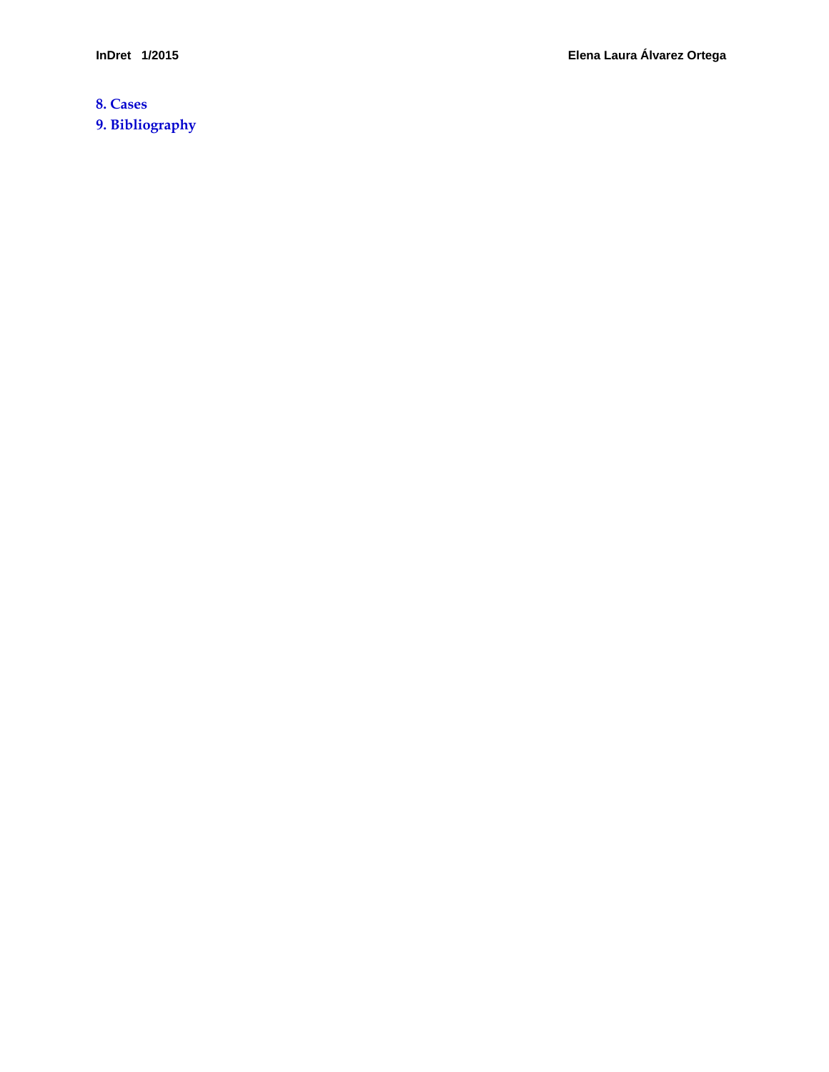**8. Cases**

**9. Bibliography**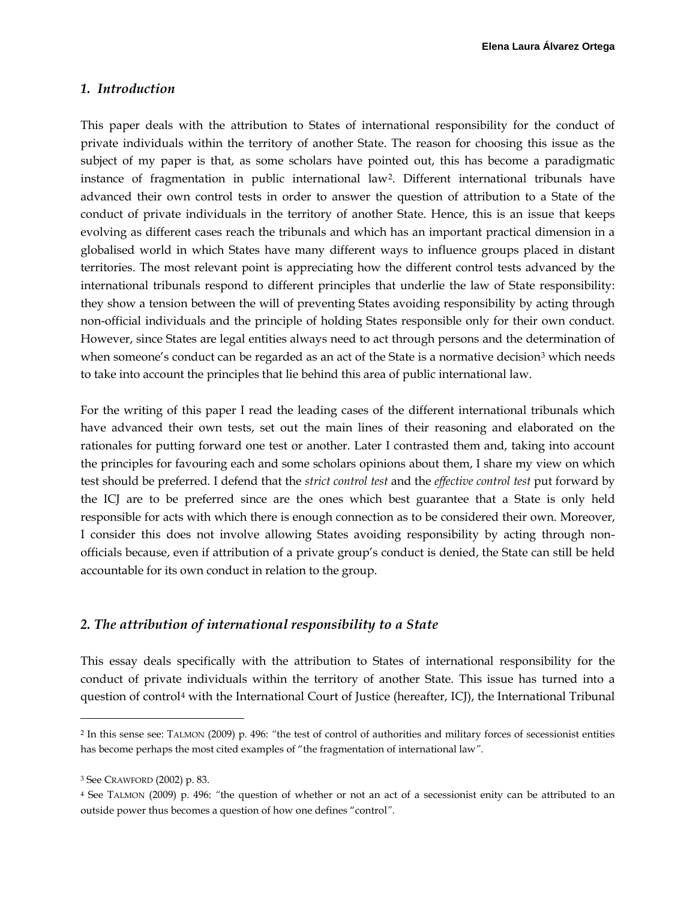## *1. Introduction*

This paper deals with the attribution to States of international responsibility for the conduct of private individuals within the territory of another State. The reason for choosing this issue as the subject of my paper is that, as some scholars have pointed out, this has become a paradigmatic instance of fragmentation in public international law[2]. Different international tribunals have advanced their own control tests in order to answer the question of attribution to a State of the conduct of private individuals in the territory of another State. Hence, this is an issue that keeps evolving as different cases reach the tribunals and which has an important practical dimension in a globalised world in which States have many different ways to influence groups placed in distant territories. The most relevant point is appreciating how the different control tests advanced by the international tribunals respond to different principles that underlie the law of State responsibility: they show a tension between the will of preventing States avoiding responsibility by acting through non-official individuals and the principle of holding States responsible only for their own conduct. However, since States are legal entities always need to act through persons and the determination of when someone's conduct can be regarded as an act of the State is a normative decision[3] which needs to take into account the principles that lie behind this area of public international law.

For the writing of this paper I read the leading cases of the different international tribunals which have advanced their own tests, set out the main lines of their reasoning and elaborated on the rationales for putting forward one test or another. Later I contrasted them and, taking into account the principles for favouring each and some scholars opinions about them, I share my view on which test should be preferred. I defend that the *strict control test* and the *effective control test* put forward by the ICJ are to be preferred since are the ones which best guarantee that a State is only held responsible for acts with which there is enough connection as to be considered their own. Moreover, I consider this does not involve allowing States avoiding responsibility by acting through non-officials because, even if attribution of a private group's conduct is denied, the State can still be held accountable for its own conduct in relation to the group.

## *2. The attribution of international responsibility to a State*

This essay deals specifically with the attribution to States of international responsibility for the conduct of private individuals within the territory of another State. This issue has turned into a question of control[4] with the International Court of Justice (hereafter, ICJ), the International Tribunal

---

[2] In this sense see: TALMON (2009) p. 496: *"the test of control of authorities and military forces of secessionist entities has become perhaps the most cited examples of "the fragmentation of international law"*.

[3] See CRAWFORD (2002) p. 83.

[4] See TALMON (2009) p. 496: *"the question of whether or not an act of a secessionist enity can be attributed to an outside power thus becomes a question of how one defines "control"*.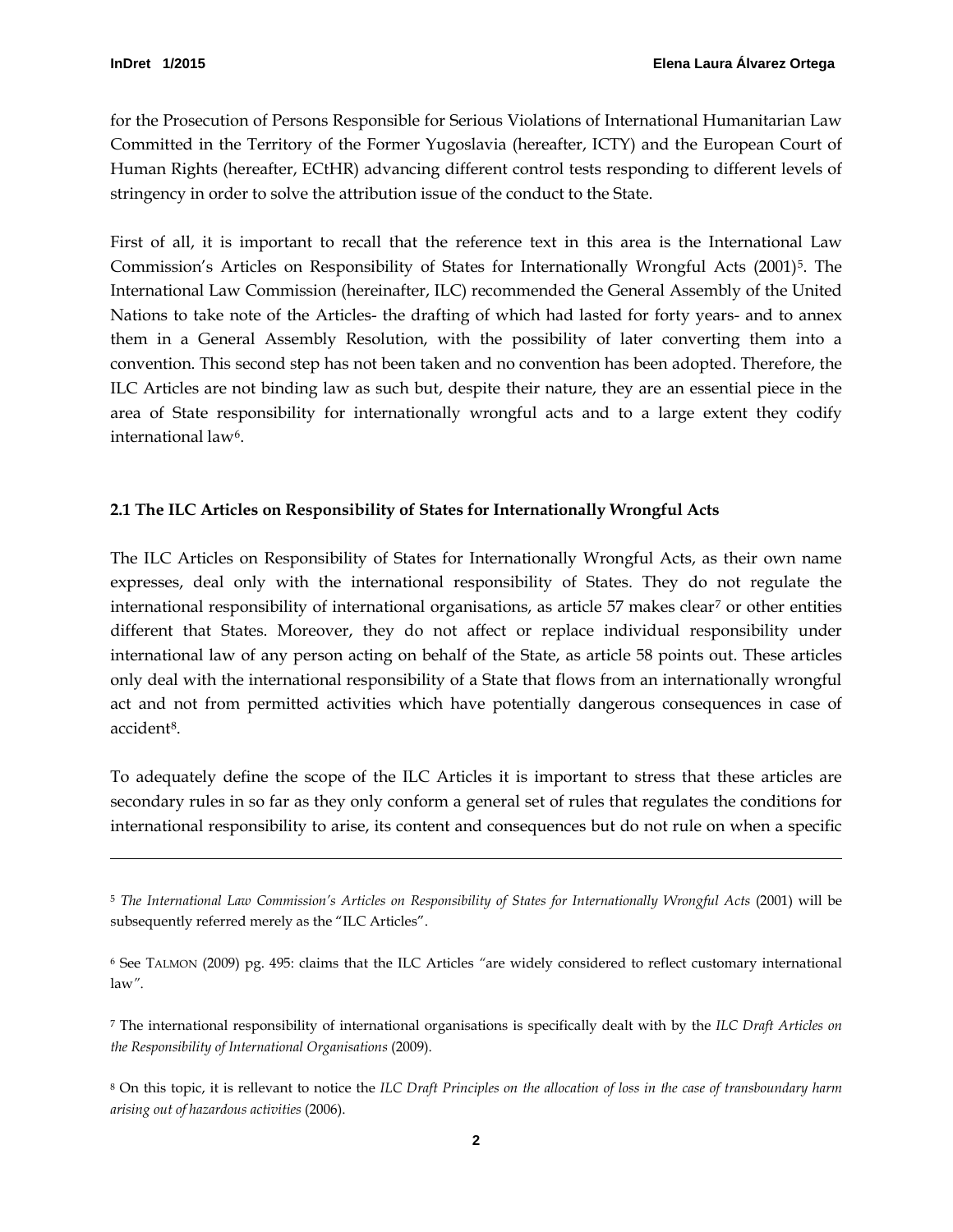for the Prosecution of Persons Responsible for Serious Violations of International Humanitarian Law Committed in the Territory of the Former Yugoslavia (hereafter, ICTY) and the European Court of Human Rights (hereafter, ECtHR) advancing different control tests responding to different levels of stringency in order to solve the attribution issue of the conduct to the State.

First of all, it is important to recall that the reference text in this area is the International Law Commission's Articles on Responsibility of States for Internationally Wrongful Acts (2001)[5]. The International Law Commission (hereinafter, ILC) recommended the General Assembly of the United Nations to take note of the Articles- the drafting of which had lasted for forty years- and to annex them in a General Assembly Resolution, with the possibility of later converting them into a convention. This second step has not been taken and no convention has been adopted. Therefore, the ILC Articles are not binding law as such but, despite their nature, they are an essential piece in the area of State responsibility for internationally wrongful acts and to a large extent they codify international law[6].

### 2.1 The ILC Articles on Responsibility of States for Internationally Wrongful Acts

The ILC Articles on Responsibility of States for Internationally Wrongful Acts, as their own name expresses, deal only with the international responsibility of States. They do not regulate the international responsibility of international organisations, as article 57 makes clear[7] or other entities different that States. Moreover, they do not affect or replace individual responsibility under international law of any person acting on behalf of the State, as article 58 points out. These articles only deal with the international responsibility of a State that flows from an internationally wrongful act and not from permitted activities which have potentially dangerous consequences in case of accident[8].

To adequately define the scope of the ILC Articles it is important to stress that these articles are secondary rules in so far as they only conform a general set of rules that regulates the conditions for international responsibility to arise, its content and consequences but do not rule on when a specific

---

[5] *The International Law Commission's Articles on Responsibility of States for Internationally Wrongful Acts* (2001) will be subsequently referred merely as the "ILC Articles".

[6] See TALMON (2009) pg. 495: claims that the ILC Articles *"are widely considered to reflect customary international law"*.

[7] The international responsibility of international organisations is specifically dealt with by the *ILC Draft Articles on the Responsibility of International Organisations* (2009).

[8] On this topic, it is rellevant to notice the *ILC Draft Principles on the allocation of loss in the case of transboundary harm arising out of hazardous activities* (2006).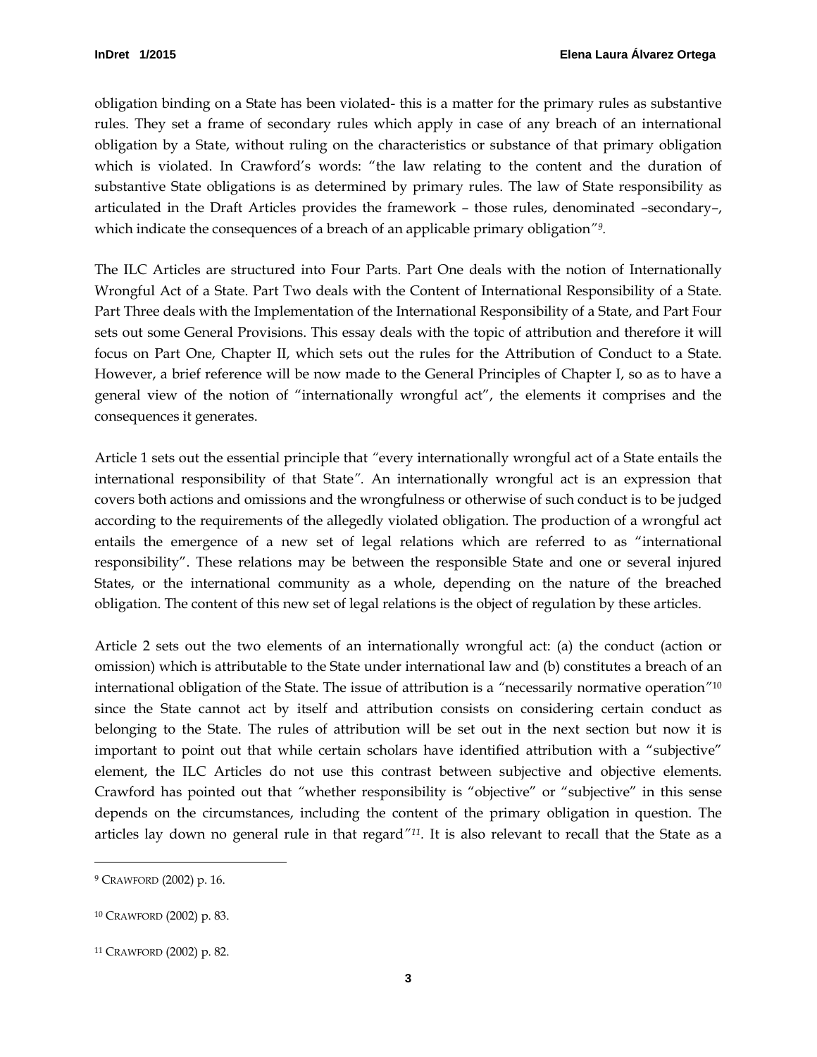obligation binding on a State has been violated- this is a matter for the primary rules as substantive rules. They set a frame of secondary rules which apply in case of any breach of an international obligation by a State, without ruling on the characteristics or substance of that primary obligation which is violated. In Crawford's words: "the law relating to the content and the duration of substantive State obligations is as determined by primary rules. The law of State responsibility as articulated in the Draft Articles provides the framework – those rules, denominated –secondary–, which indicate the consequences of a breach of an applicable primary obligation"[9].

The ILC Articles are structured into Four Parts. Part One deals with the notion of Internationally Wrongful Act of a State. Part Two deals with the Content of International Responsibility of a State. Part Three deals with the Implementation of the International Responsibility of a State, and Part Four sets out some General Provisions. This essay deals with the topic of attribution and therefore it will focus on Part One, Chapter II, which sets out the rules for the Attribution of Conduct to a State. However, a brief reference will be now made to the General Principles of Chapter I, so as to have a general view of the notion of "internationally wrongful act", the elements it comprises and the consequences it generates.

Article 1 sets out the essential principle that "every internationally wrongful act of a State entails the international responsibility of that State". An internationally wrongful act is an expression that covers both actions and omissions and the wrongfulness or otherwise of such conduct is to be judged according to the requirements of the allegedly violated obligation. The production of a wrongful act entails the emergence of a new set of legal relations which are referred to as "international responsibility". These relations may be between the responsible State and one or several injured States, or the international community as a whole, depending on the nature of the breached obligation. The content of this new set of legal relations is the object of regulation by these articles.

Article 2 sets out the two elements of an internationally wrongful act: (a) the conduct (action or omission) which is attributable to the State under international law and (b) constitutes a breach of an international obligation of the State. The issue of attribution is a "necessarily normative operation"[10] since the State cannot act by itself and attribution consists on considering certain conduct as belonging to the State. The rules of attribution will be set out in the next section but now it is important to point out that while certain scholars have identified attribution with a "subjective" element, the ILC Articles do not use this contrast between subjective and objective elements. Crawford has pointed out that "whether responsibility is "objective" or "subjective" in this sense depends on the circumstances, including the content of the primary obligation in question. The articles lay down no general rule in that regard"[11]. It is also relevant to recall that the State as a

[9] CRAWFORD (2002) p. 16.

[10] CRAWFORD (2002) p. 83.

[11] CRAWFORD (2002) p. 82.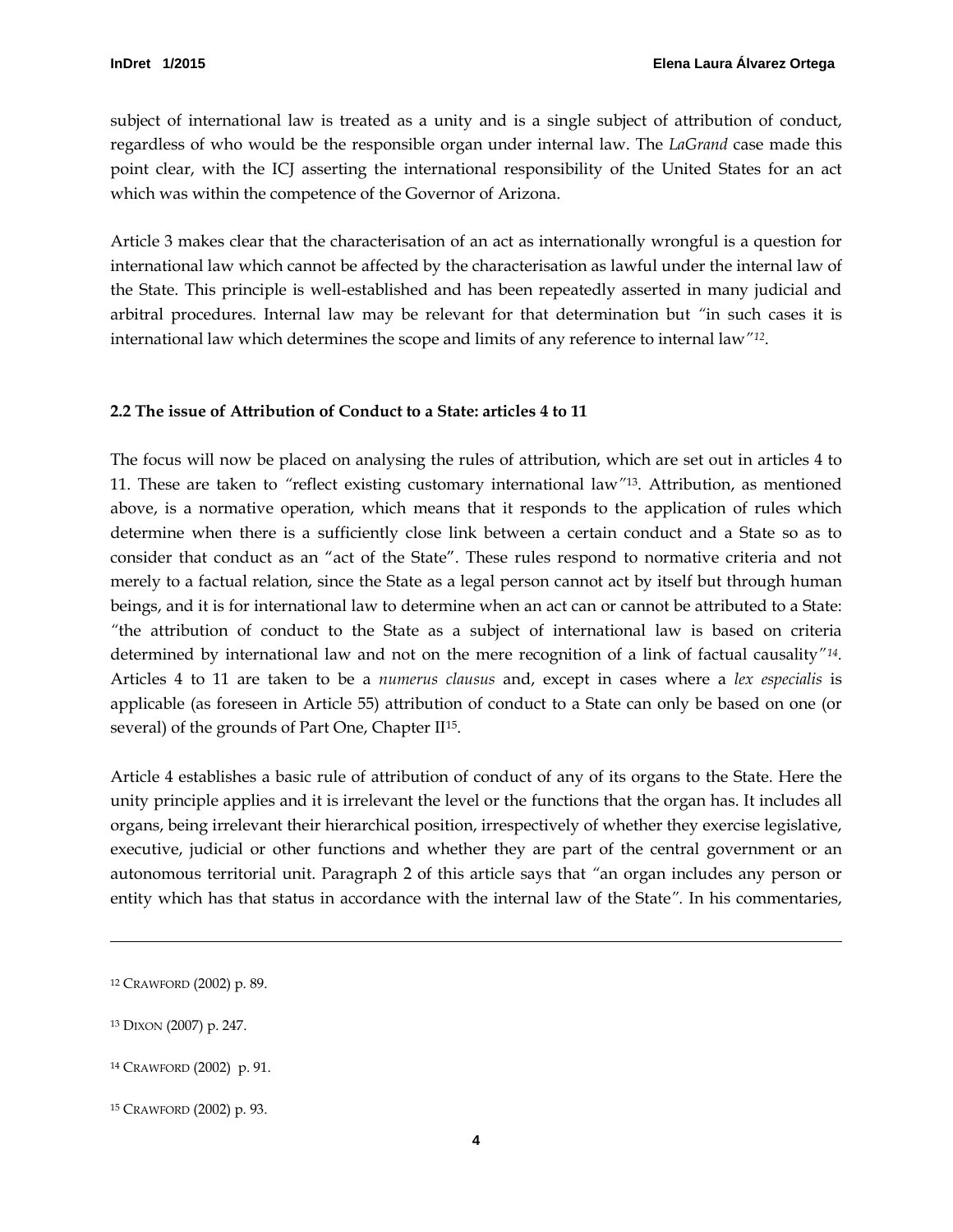subject of international law is treated as a unity and is a single subject of attribution of conduct, regardless of who would be the responsible organ under internal law. The *LaGrand* case made this point clear, with the ICJ asserting the international responsibility of the United States for an act which was within the competence of the Governor of Arizona.

Article 3 makes clear that the characterisation of an act as internationally wrongful is a question for international law which cannot be affected by the characterisation as lawful under the internal law of the State. This principle is well-established and has been repeatedly asserted in many judicial and arbitral procedures. Internal law may be relevant for that determination but *"in such cases it is international law which determines the scope and limits of any reference to internal law"*[12].

**2.2 The issue of Attribution of Conduct to a State: articles 4 to 11**

The focus will now be placed on analysing the rules of attribution, which are set out in articles 4 to 11. These are taken to *"reflect existing customary international law"*[13]. Attribution, as mentioned above, is a normative operation, which means that it responds to the application of rules which determine when there is a sufficiently close link between a certain conduct and a State so as to consider that conduct as an "act of the State". These rules respond to normative criteria and not merely to a factual relation, since the State as a legal person cannot act by itself but through human beings, and it is for international law to determine when an act can or cannot be attributed to a State: *"the attribution of conduct to the State as a subject of international law is based on criteria determined by international law and not on the mere recognition of a link of factual causality"*[14]. Articles 4 to 11 are taken to be a *numerus clausus* and, except in cases where a *lex especialis* is applicable (as foreseen in Article 55) attribution of conduct to a State can only be based on one (or several) of the grounds of Part One, Chapter II[15].

Article 4 establishes a basic rule of attribution of conduct of any of its organs to the State. Here the unity principle applies and it is irrelevant the level or the functions that the organ has. It includes all organs, being irrelevant their hierarchical position, irrespectively of whether they exercise legislative, executive, judicial or other functions and whether they are part of the central government or an autonomous territorial unit. Paragraph 2 of this article says that *"an organ includes any person or entity which has that status in accordance with the internal law of the State"*. In his commentaries,

---

[12] CRAWFORD (2002) p. 89.

[13] DIXON (2007) p. 247.

[14] CRAWFORD (2002) p. 91.

[15] CRAWFORD (2002) p. 93.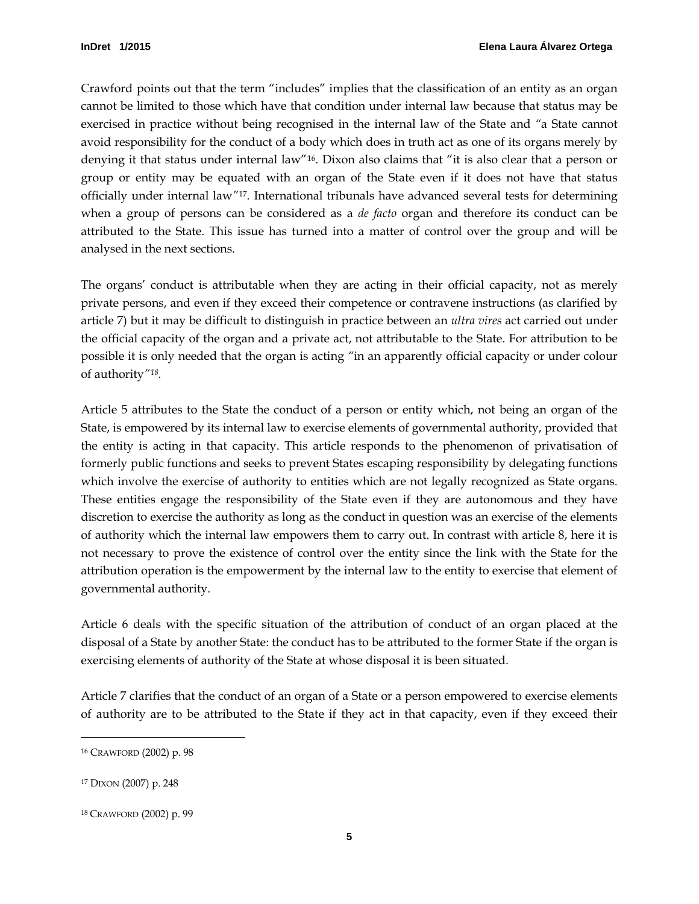Crawford points out that the term "includes" implies that the classification of an entity as an organ cannot be limited to those which have that condition under internal law because that status may be exercised in practice without being recognised in the internal law of the State and "a State cannot avoid responsibility for the conduct of a body which does in truth act as one of its organs merely by denying it that status under internal law"[16]. Dixon also claims that "it is also clear that a person or group or entity may be equated with an organ of the State even if it does not have that status officially under internal law"[17]. International tribunals have advanced several tests for determining when a group of persons can be considered as a *de facto* organ and therefore its conduct can be attributed to the State. This issue has turned into a matter of control over the group and will be analysed in the next sections.

The organs' conduct is attributable when they are acting in their official capacity, not as merely private persons, and even if they exceed their competence or contravene instructions (as clarified by article 7) but it may be difficult to distinguish in practice between an *ultra vires* act carried out under the official capacity of the organ and a private act, not attributable to the State. For attribution to be possible it is only needed that the organ is acting "in an apparently official capacity or under colour of authority"[18].

Article 5 attributes to the State the conduct of a person or entity which, not being an organ of the State, is empowered by its internal law to exercise elements of governmental authority, provided that the entity is acting in that capacity. This article responds to the phenomenon of privatisation of formerly public functions and seeks to prevent States escaping responsibility by delegating functions which involve the exercise of authority to entities which are not legally recognized as State organs. These entities engage the responsibility of the State even if they are autonomous and they have discretion to exercise the authority as long as the conduct in question was an exercise of the elements of authority which the internal law empowers them to carry out. In contrast with article 8, here it is not necessary to prove the existence of control over the entity since the link with the State for the attribution operation is the empowerment by the internal law to the entity to exercise that element of governmental authority.

Article 6 deals with the specific situation of the attribution of conduct of an organ placed at the disposal of a State by another State: the conduct has to be attributed to the former State if the organ is exercising elements of authority of the State at whose disposal it is been situated.

Article 7 clarifies that the conduct of an organ of a State or a person empowered to exercise elements of authority are to be attributed to the State if they act in that capacity, even if they exceed their

---

[16] CRAWFORD (2002) p. 98

[17] DIXON (2007) p. 248

[18] CRAWFORD (2002) p. 99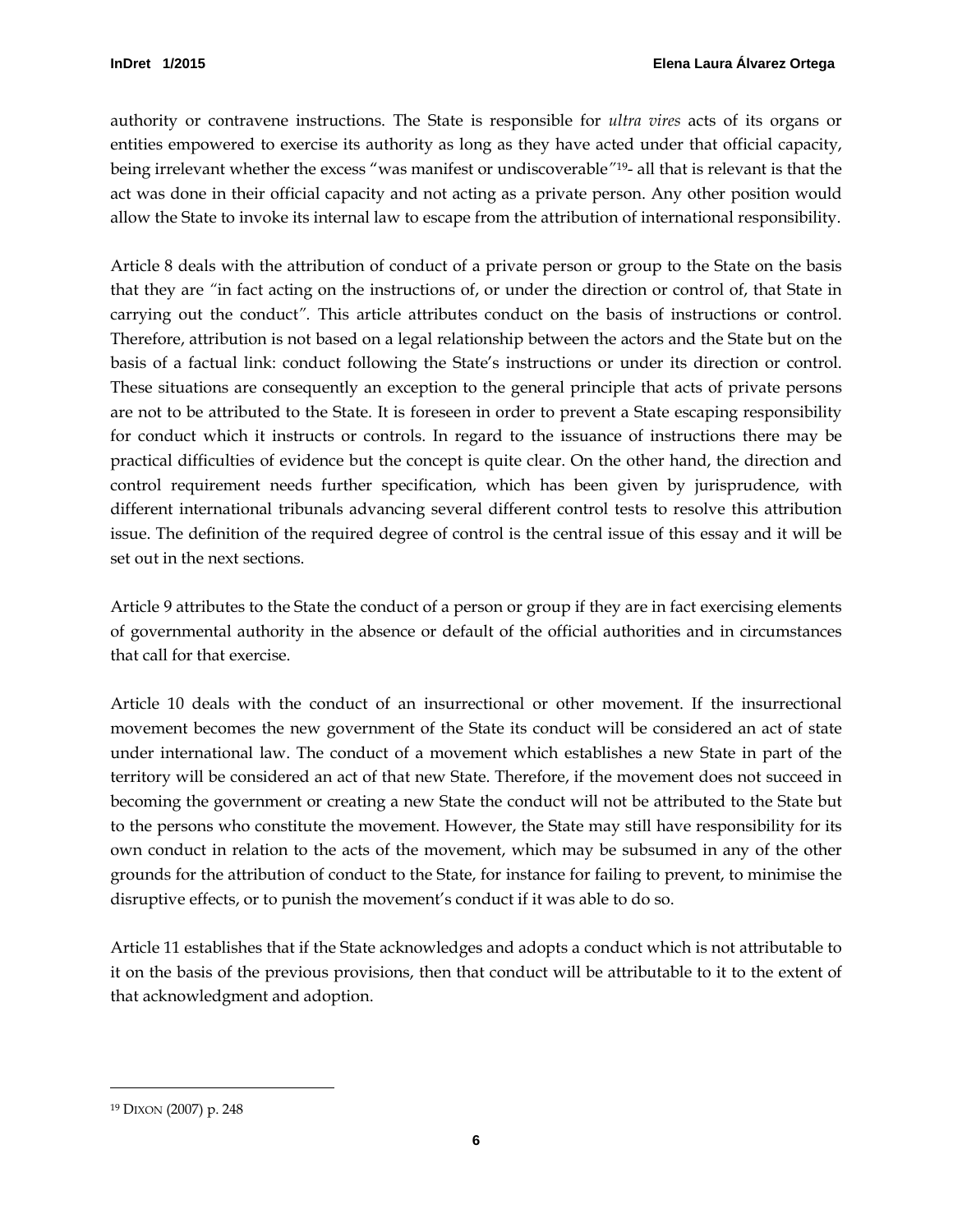authority or contravene instructions. The State is responsible for *ultra vires* acts of its organs or entities empowered to exercise its authority as long as they have acted under that official capacity, being irrelevant whether the excess "was manifest or undiscoverable"[19]- all that is relevant is that the act was done in their official capacity and not acting as a private person. Any other position would allow the State to invoke its internal law to escape from the attribution of international responsibility.

Article 8 deals with the attribution of conduct of a private person or group to the State on the basis that they are "in fact acting on the instructions of, or under the direction or control of, that State in carrying out the conduct". This article attributes conduct on the basis of instructions or control. Therefore, attribution is not based on a legal relationship between the actors and the State but on the basis of a factual link: conduct following the State's instructions or under its direction or control. These situations are consequently an exception to the general principle that acts of private persons are not to be attributed to the State. It is foreseen in order to prevent a State escaping responsibility for conduct which it instructs or controls. In regard to the issuance of instructions there may be practical difficulties of evidence but the concept is quite clear. On the other hand, the direction and control requirement needs further specification, which has been given by jurisprudence, with different international tribunals advancing several different control tests to resolve this attribution issue. The definition of the required degree of control is the central issue of this essay and it will be set out in the next sections.

Article 9 attributes to the State the conduct of a person or group if they are in fact exercising elements of governmental authority in the absence or default of the official authorities and in circumstances that call for that exercise.

Article 10 deals with the conduct of an insurrectional or other movement. If the insurrectional movement becomes the new government of the State its conduct will be considered an act of state under international law. The conduct of a movement which establishes a new State in part of the territory will be considered an act of that new State. Therefore, if the movement does not succeed in becoming the government or creating a new State the conduct will not be attributed to the State but to the persons who constitute the movement. However, the State may still have responsibility for its own conduct in relation to the acts of the movement, which may be subsumed in any of the other grounds for the attribution of conduct to the State, for instance for failing to prevent, to minimise the disruptive effects, or to punish the movement's conduct if it was able to do so.

Article 11 establishes that if the State acknowledges and adopts a conduct which is not attributable to it on the basis of the previous provisions, then that conduct will be attributable to it to the extent of that acknowledgment and adoption.

---

[19] DIXON (2007) p. 248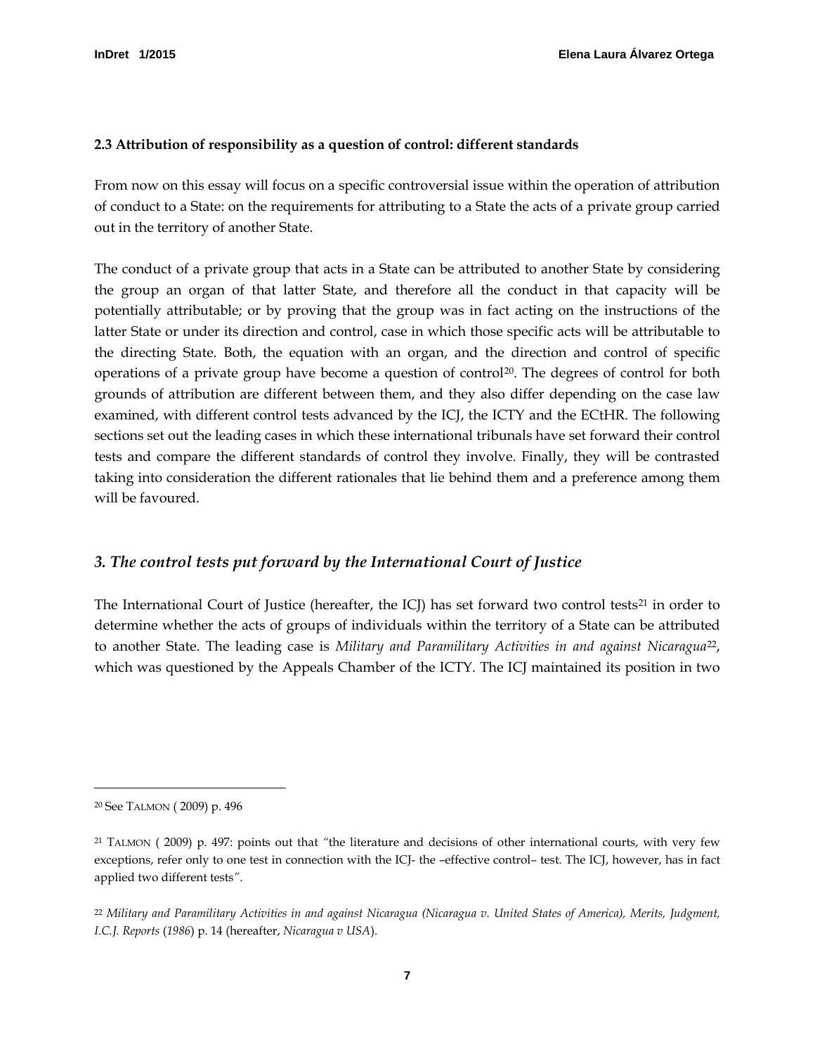### 2.3 Attribution of responsibility as a question of control: different standards

From now on this essay will focus on a specific controversial issue within the operation of attribution of conduct to a State: on the requirements for attributing to a State the acts of a private group carried out in the territory of another State.

The conduct of a private group that acts in a State can be attributed to another State by considering the group an organ of that latter State, and therefore all the conduct in that capacity will be potentially attributable; or by proving that the group was in fact acting on the instructions of the latter State or under its direction and control, case in which those specific acts will be attributable to the directing State. Both, the equation with an organ, and the direction and control of specific operations of a private group have become a question of control[20]. The degrees of control for both grounds of attribution are different between them, and they also differ depending on the case law examined, with different control tests advanced by the ICJ, the ICTY and the ECtHR. The following sections set out the leading cases in which these international tribunals have set forward their control tests and compare the different standards of control they involve. Finally, they will be contrasted taking into consideration the different rationales that lie behind them and a preference among them will be favoured.

## *3. The control tests put forward by the International Court of Justice*

The International Court of Justice (hereafter, the ICJ) has set forward two control tests[21] in order to determine whether the acts of groups of individuals within the territory of a State can be attributed to another State. The leading case is *Military and Paramilitary Activities in and against Nicaragua*[22], which was questioned by the Appeals Chamber of the ICTY. The ICJ maintained its position in two

---

[20] See TALMON ( 2009) p. 496

[21] TALMON ( 2009) p. 497: points out that "the literature and decisions of other international courts, with very few exceptions, refer only to one test in connection with the ICJ- the –effective control– test. The ICJ, however, has in fact applied two different tests".

[22] *Military and Paramilitary Activities in and against Nicaragua (Nicaragua v. United States of America), Merits, Judgment, I.C.J. Reports* (*1986*) p. 14 (hereafter, *Nicaragua v USA*).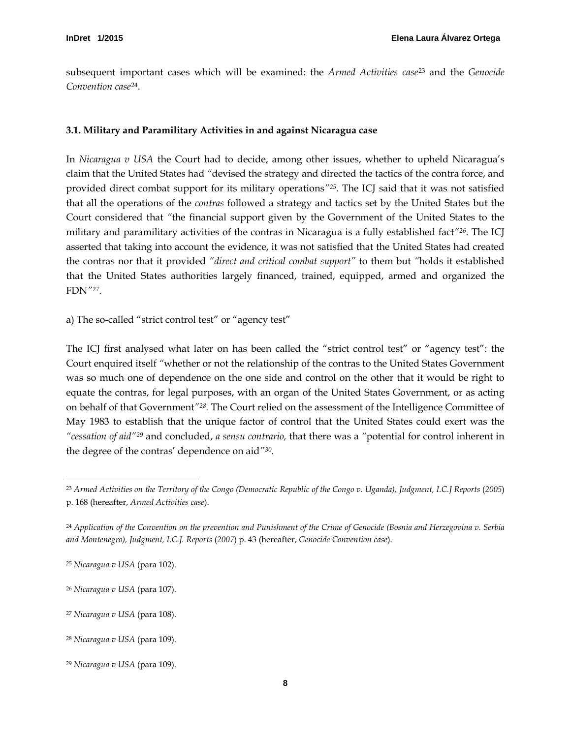subsequent important cases which will be examined: the *Armed Activities case*[23] and the *Genocide Convention case*[24].

### 3.1. Military and Paramilitary Activities in and against Nicaragua case

In *Nicaragua v USA* the Court had to decide, among other issues, whether to upheld Nicaragua's claim that the United States had *"*devised the strategy and directed the tactics of the contra force, and provided direct combat support for its military operations*"*[25]. The ICJ said that it was not satisfied that all the operations of the *contras* followed a strategy and tactics set by the United States but the Court considered that *"*the financial support given by the Government of the United States to the military and paramilitary activities of the contras in Nicaragua is a fully established fact*"*[26]. The ICJ asserted that taking into account the evidence, it was not satisfied that the United States had created the contras nor that it provided *"direct and critical combat support"* to them but *"*holds it established that the United States authorities largely financed, trained, equipped, armed and organized the FDN*"*[27].

a) The so-called "strict control test" or "agency test"

The ICJ first analysed what later on has been called the "strict control test" or "agency test": the Court enquired itself *"*whether or not the relationship of the contras to the United States Government was so much one of dependence on the one side and control on the other that it would be right to equate the contras, for legal purposes, with an organ of the United States Government, or as acting on behalf of that Government*"*[28]. The Court relied on the assessment of the Intelligence Committee of May 1983 to establish that the unique factor of control that the United States could exert was the *"cessation of aid"*[29] and concluded, *a sensu contrario,* that there was a *"*potential for control inherent in the degree of the contras' dependence on aid*"*[30].

---

[23] *Armed Activities on the Territory of the Congo (Democratic Republic of the Congo v. Uganda), Judgment, I.C.J Reports* (*2005*) p. 168 (hereafter, *Armed Activities case*).

[24] *Application of the Convention on the prevention and Punishment of the Crime of Genocide (Bosnia and Herzegovina v. Serbia and Montenegro), Judgment, I.C.J. Reports* (*2007*) p. 43 (hereafter, *Genocide Convention case*).

[25] *Nicaragua v USA* (para 102).

[26] *Nicaragua v USA* (para 107).

[27] *Nicaragua v USA* (para 108).

[28] *Nicaragua v USA* (para 109).

[29] *Nicaragua v USA* (para 109).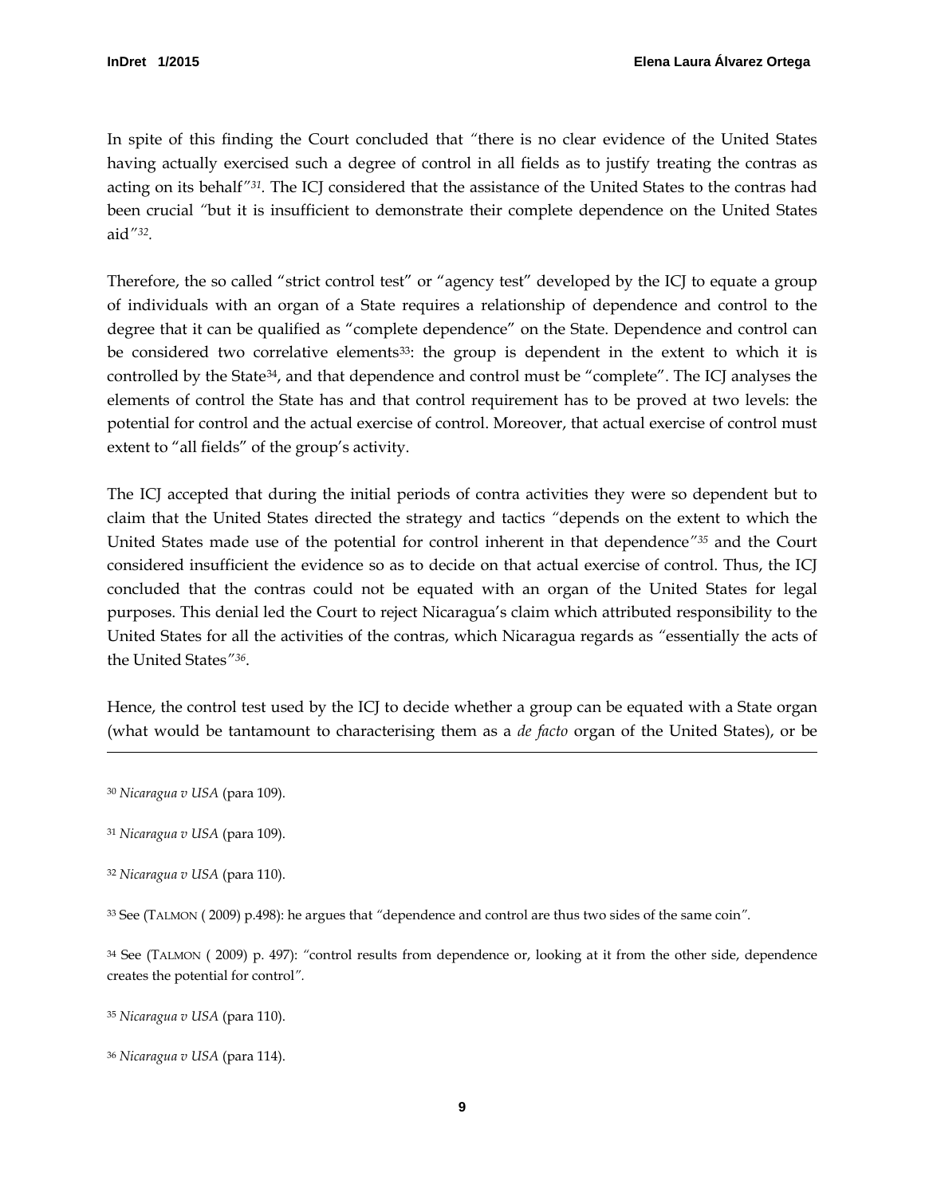In spite of this finding the Court concluded that *"there is no clear evidence of the United States having actually exercised such a degree of control in all fields as to justify treating the contras as acting on its behalf"*[31]. The ICJ considered that the assistance of the United States to the contras had been crucial *"but it is insufficient to demonstrate their complete dependence on the United States aid"*[32].

Therefore, the so called "strict control test" or "agency test" developed by the ICJ to equate a group of individuals with an organ of a State requires a relationship of dependence and control to the degree that it can be qualified as "complete dependence" on the State. Dependence and control can be considered two correlative elements[33]: the group is dependent in the extent to which it is controlled by the State[34], and that dependence and control must be "complete". The ICJ analyses the elements of control the State has and that control requirement has to be proved at two levels: the potential for control and the actual exercise of control. Moreover, that actual exercise of control must extent to "all fields" of the group's activity.

The ICJ accepted that during the initial periods of contra activities they were so dependent but to claim that the United States directed the strategy and tactics *"depends on the extent to which the United States made use of the potential for control inherent in that dependence"*[35] and the Court considered insufficient the evidence so as to decide on that actual exercise of control. Thus, the ICJ concluded that the contras could not be equated with an organ of the United States for legal purposes. This denial led the Court to reject Nicaragua's claim which attributed responsibility to the United States for all the activities of the contras, which Nicaragua regards as *"essentially the acts of the United States"*[36].

Hence, the control test used by the ICJ to decide whether a group can be equated with a State organ (what would be tantamount to characterising them as a *de facto* organ of the United States), or be

---

[30] *Nicaragua v USA* (para 109).

[31] *Nicaragua v USA* (para 109).

[32] *Nicaragua v USA* (para 110).

[33] See (TALMON ( 2009) p.498): he argues that *"dependence and control are thus two sides of the same coin".*

[34] See (TALMON ( 2009) p. 497): *"control results from dependence or, looking at it from the other side, dependence creates the potential for control".*

[35] *Nicaragua v USA* (para 110).

[36] *Nicaragua v USA* (para 114).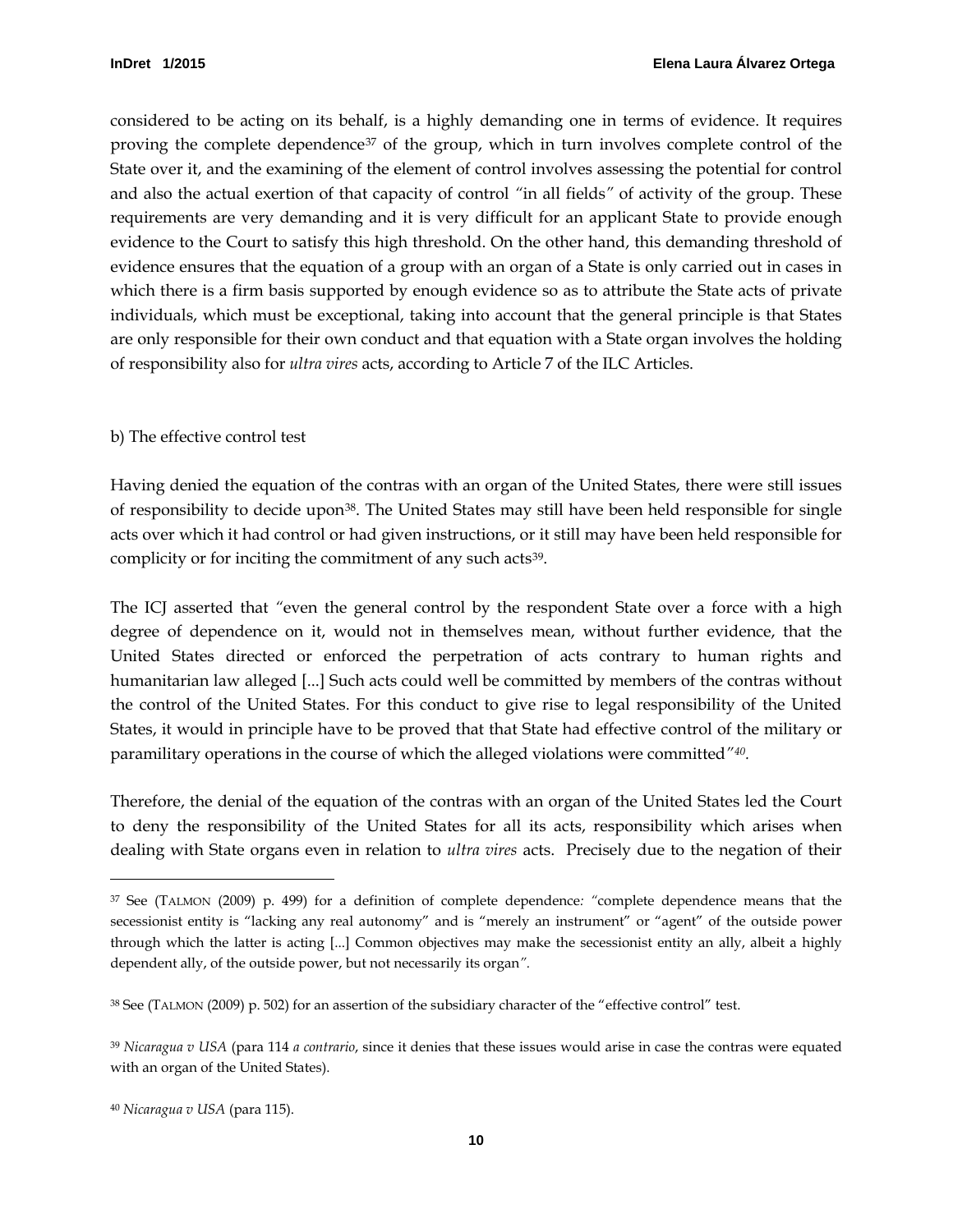considered to be acting on its behalf, is a highly demanding one in terms of evidence. It requires proving the complete dependence[37] of the group, which in turn involves complete control of the State over it, and the examining of the element of control involves assessing the potential for control and also the actual exertion of that capacity of control *"in all fields"* of activity of the group. These requirements are very demanding and it is very difficult for an applicant State to provide enough evidence to the Court to satisfy this high threshold. On the other hand, this demanding threshold of evidence ensures that the equation of a group with an organ of a State is only carried out in cases in which there is a firm basis supported by enough evidence so as to attribute the State acts of private individuals, which must be exceptional, taking into account that the general principle is that States are only responsible for their own conduct and that equation with a State organ involves the holding of responsibility also for *ultra vires* acts, according to Article 7 of the ILC Articles.

b) The effective control test

Having denied the equation of the contras with an organ of the United States, there were still issues of responsibility to decide upon[38]. The United States may still have been held responsible for single acts over which it had control or had given instructions, or it still may have been held responsible for complicity or for inciting the commitment of any such acts[39].

The ICJ asserted that *"*even the general control by the respondent State over a force with a high degree of dependence on it, would not in themselves mean, without further evidence, that the United States directed or enforced the perpetration of acts contrary to human rights and humanitarian law alleged [...] Such acts could well be committed by members of the contras without the control of the United States. For this conduct to give rise to legal responsibility of the United States, it would in principle have to be proved that that State had effective control of the military or paramilitary operations in the course of which the alleged violations were committed*"*[40].

Therefore, the denial of the equation of the contras with an organ of the United States led the Court to deny the responsibility of the United States for all its acts, responsibility which arises when dealing with State organs even in relation to *ultra vires* acts. Precisely due to the negation of their

---

[37] See (TALMON (2009) p. 499) for a definition of complete dependence*: "*complete dependence means that the secessionist entity is "lacking any real autonomy" and is "merely an instrument" or "agent" of the outside power through which the latter is acting [...] Common objectives may make the secessionist entity an ally, albeit a highly dependent ally, of the outside power, but not necessarily its organ*"*.

[38] See (TALMON (2009) p. 502) for an assertion of the subsidiary character of the "effective control" test.

[39] *Nicaragua v USA* (para 114 *a contrario*, since it denies that these issues would arise in case the contras were equated with an organ of the United States).

[40] *Nicaragua v USA* (para 115).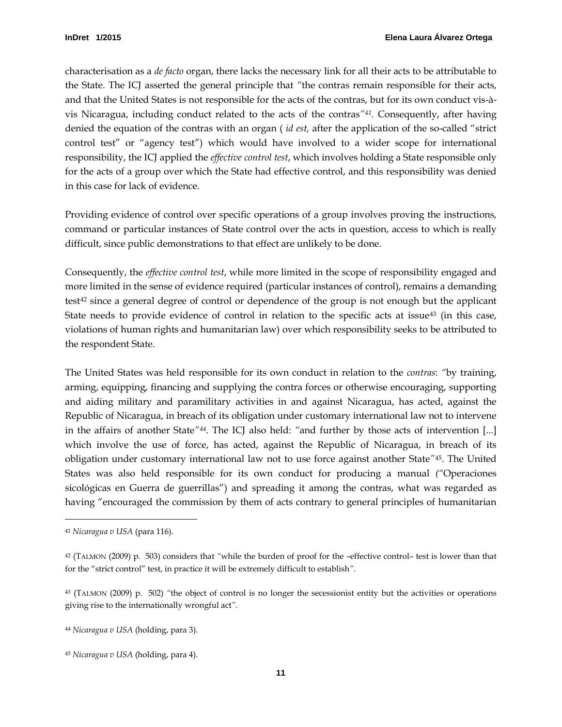characterisation as a *de facto* organ, there lacks the necessary link for all their acts to be attributable to the State. The ICJ asserted the general principle that *"*the contras remain responsible for their acts, and that the United States is not responsible for the acts of the contras, but for its own conduct vis-à-vis Nicaragua, including conduct related to the acts of the contras*"*[41]. Consequently, after having denied the equation of the contras with an organ ( *id est,* after the application of the so-called "strict control test" or "agency test") which would have involved to a wider scope for international responsibility, the ICJ applied the *effective control test*, which involves holding a State responsible only for the acts of a group over which the State had effective control, and this responsibility was denied in this case for lack of evidence.

Providing evidence of control over specific operations of a group involves proving the instructions, command or particular instances of State control over the acts in question, access to which is really difficult, since public demonstrations to that effect are unlikely to be done.

Consequently, the *effective control test*, while more limited in the scope of responsibility engaged and more limited in the sense of evidence required (particular instances of control), remains a demanding test[42] since a general degree of control or dependence of the group is not enough but the applicant State needs to provide evidence of control in relation to the specific acts at issue[43] (in this case, violations of human rights and humanitarian law) over which responsibility seeks to be attributed to the respondent State.

The United States was held responsible for its own conduct in relation to the *contras*: *"*by training, arming, equipping, financing and supplying the contra forces or otherwise encouraging, supporting and aiding military and paramilitary activities in and against Nicaragua, has acted, against the Republic of Nicaragua, in breach of its obligation under customary international law not to intervene in the affairs of another State*"*[44]. The ICJ also held: *"*and further by those acts of intervention [...] which involve the use of force, has acted, against the Republic of Nicaragua, in breach of its obligation under customary international law not to use force against another State*"*[45]. The United States was also held responsible for its own conduct for producing a manual *(*"Operaciones sicológicas en Guerra de guerrillas") and spreading it among the contras, what was regarded as having "encouraged the commission by them of acts contrary to general principles of humanitarian

---

[41] *Nicaragua v USA* (para 116).

[42] (TALMON (2009) p. 503) considers that *"*while the burden of proof for the –effective control– test is lower than that for the "strict control" test, in practice it will be extremely difficult to establish*"*.

[43] (TALMON (2009) p. 502) *"*the object of control is no longer the secessionist entity but the activities or operations giving rise to the internationally wrongful act*"*.

[44] *Nicaragua v USA* (holding, para 3).

[45] *Nicaragua v USA* (holding, para 4).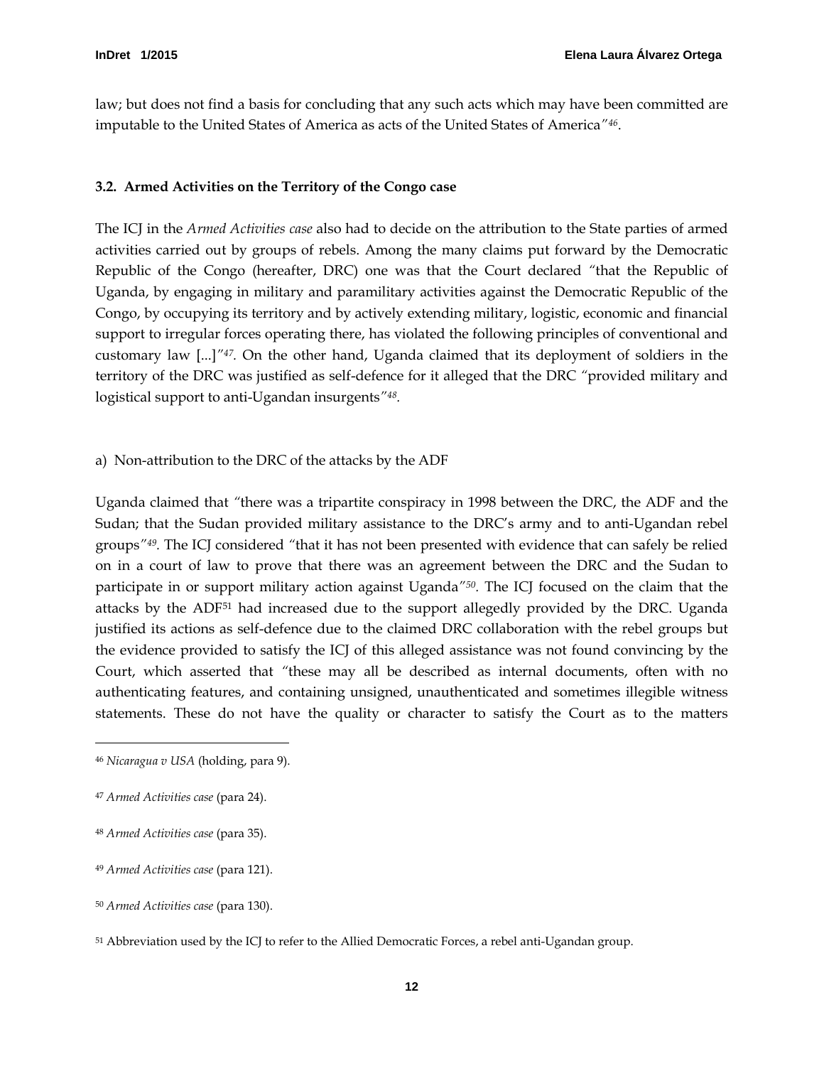law; but does not find a basis for concluding that any such acts which may have been committed are imputable to the United States of America as acts of the United States of America"[46].

### 3.2. Armed Activities on the Territory of the Congo case

The ICJ in the *Armed Activities case* also had to decide on the attribution to the State parties of armed activities carried out by groups of rebels. Among the many claims put forward by the Democratic Republic of the Congo (hereafter, DRC) one was that the Court declared "that the Republic of Uganda, by engaging in military and paramilitary activities against the Democratic Republic of the Congo, by occupying its territory and by actively extending military, logistic, economic and financial support to irregular forces operating there, has violated the following principles of conventional and customary law [...]"[47]. On the other hand, Uganda claimed that its deployment of soldiers in the territory of the DRC was justified as self-defence for it alleged that the DRC "provided military and logistical support to anti-Ugandan insurgents"[48].

a) Non-attribution to the DRC of the attacks by the ADF

Uganda claimed that "there was a tripartite conspiracy in 1998 between the DRC, the ADF and the Sudan; that the Sudan provided military assistance to the DRC's army and to anti-Ugandan rebel groups"[49]. The ICJ considered "that it has not been presented with evidence that can safely be relied on in a court of law to prove that there was an agreement between the DRC and the Sudan to participate in or support military action against Uganda"[50]. The ICJ focused on the claim that the attacks by the ADF[51] had increased due to the support allegedly provided by the DRC. Uganda justified its actions as self-defence due to the claimed DRC collaboration with the rebel groups but the evidence provided to satisfy the ICJ of this alleged assistance was not found convincing by the Court, which asserted that "these may all be described as internal documents, often with no authenticating features, and containing unsigned, unauthenticated and sometimes illegible witness statements. These do not have the quality or character to satisfy the Court as to the matters

---

[46] *Nicaragua v USA* (holding, para 9).

[47] *Armed Activities case* (para 24).

[48] *Armed Activities case* (para 35).

[49] *Armed Activities case* (para 121).

[50] *Armed Activities case* (para 130).

[51] Abbreviation used by the ICJ to refer to the Allied Democratic Forces, a rebel anti-Ugandan group.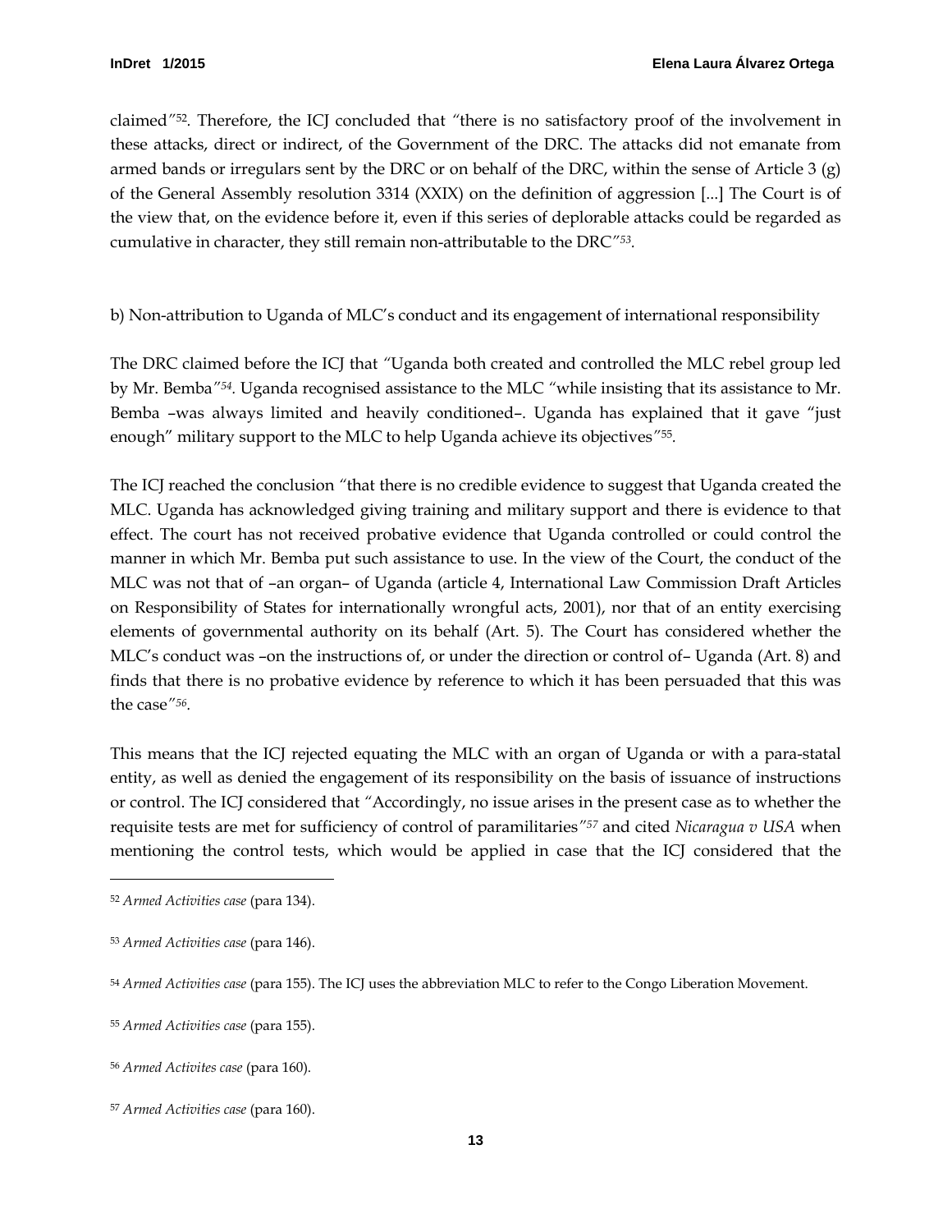claimed"[52]. Therefore, the ICJ concluded that "there is no satisfactory proof of the involvement in these attacks, direct or indirect, of the Government of the DRC. The attacks did not emanate from armed bands or irregulars sent by the DRC or on behalf of the DRC, within the sense of Article 3 (g) of the General Assembly resolution 3314 (XXIX) on the definition of aggression [...] The Court is of the view that, on the evidence before it, even if this series of deplorable attacks could be regarded as cumulative in character, they still remain non-attributable to the DRC"[53].

b) Non-attribution to Uganda of MLC's conduct and its engagement of international responsibility

The DRC claimed before the ICJ that "Uganda both created and controlled the MLC rebel group led by Mr. Bemba"[54]. Uganda recognised assistance to the MLC "while insisting that its assistance to Mr. Bemba –was always limited and heavily conditioned–. Uganda has explained that it gave "just enough" military support to the MLC to help Uganda achieve its objectives"[55].

The ICJ reached the conclusion "that there is no credible evidence to suggest that Uganda created the MLC. Uganda has acknowledged giving training and military support and there is evidence to that effect. The court has not received probative evidence that Uganda controlled or could control the manner in which Mr. Bemba put such assistance to use. In the view of the Court, the conduct of the MLC was not that of –an organ– of Uganda (article 4, International Law Commission Draft Articles on Responsibility of States for internationally wrongful acts, 2001), nor that of an entity exercising elements of governmental authority on its behalf (Art. 5). The Court has considered whether the MLC's conduct was –on the instructions of, or under the direction or control of– Uganda (Art. 8) and finds that there is no probative evidence by reference to which it has been persuaded that this was the case"[56].

This means that the ICJ rejected equating the MLC with an organ of Uganda or with a para-statal entity, as well as denied the engagement of its responsibility on the basis of issuance of instructions or control. The ICJ considered that "Accordingly, no issue arises in the present case as to whether the requisite tests are met for sufficiency of control of paramilitaries"[57] and cited *Nicaragua v USA* when mentioning the control tests, which would be applied in case that the ICJ considered that the

---

[52] *Armed Activities case* (para 134).

[53] *Armed Activities case* (para 146).

[54] *Armed Activities case* (para 155). The ICJ uses the abbreviation MLC to refer to the Congo Liberation Movement.

[55] *Armed Activities case* (para 155).

[56] *Armed Activites case* (para 160).

[57] *Armed Activities case* (para 160).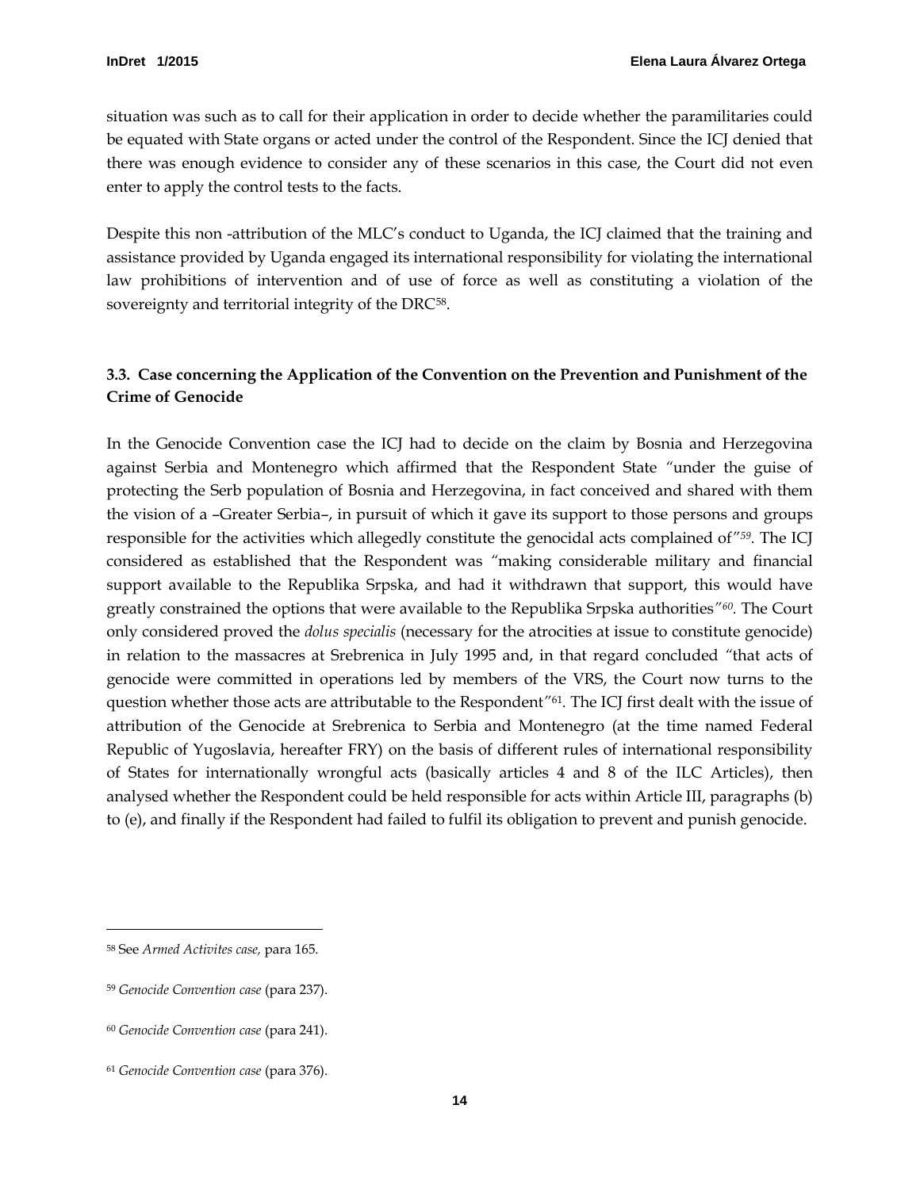situation was such as to call for their application in order to decide whether the paramilitaries could be equated with State organs or acted under the control of the Respondent. Since the ICJ denied that there was enough evidence to consider any of these scenarios in this case, the Court did not even enter to apply the control tests to the facts.

Despite this non -attribution of the MLC's conduct to Uganda, the ICJ claimed that the training and assistance provided by Uganda engaged its international responsibility for violating the international law prohibitions of intervention and of use of force as well as constituting a violation of the sovereignty and territorial integrity of the DRC[58].

### 3.3. Case concerning the Application of the Convention on the Prevention and Punishment of the Crime of Genocide

In the Genocide Convention case the ICJ had to decide on the claim by Bosnia and Herzegovina against Serbia and Montenegro which affirmed that the Respondent State "under the guise of protecting the Serb population of Bosnia and Herzegovina, in fact conceived and shared with them the vision of a –Greater Serbia–, in pursuit of which it gave its support to those persons and groups responsible for the activities which allegedly constitute the genocidal acts complained of"[59]. The ICJ considered as established that the Respondent was "making considerable military and financial support available to the Republika Srpska, and had it withdrawn that support, this would have greatly constrained the options that were available to the Republika Srpska authorities"[60]. The Court only considered proved the *dolus specialis* (necessary for the atrocities at issue to constitute genocide) in relation to the massacres at Srebrenica in July 1995 and, in that regard concluded "that acts of genocide were committed in operations led by members of the VRS, the Court now turns to the question whether those acts are attributable to the Respondent"[61]. The ICJ first dealt with the issue of attribution of the Genocide at Srebrenica to Serbia and Montenegro (at the time named Federal Republic of Yugoslavia, hereafter FRY) on the basis of different rules of international responsibility of States for internationally wrongful acts (basically articles 4 and 8 of the ILC Articles), then analysed whether the Respondent could be held responsible for acts within Article III, paragraphs (b) to (e), and finally if the Respondent had failed to fulfil its obligation to prevent and punish genocide.

---

[58] See *Armed Activites case,* para 165.

[59] *Genocide Convention case* (para 237).

[60] *Genocide Convention case* (para 241).

[61] *Genocide Convention case* (para 376).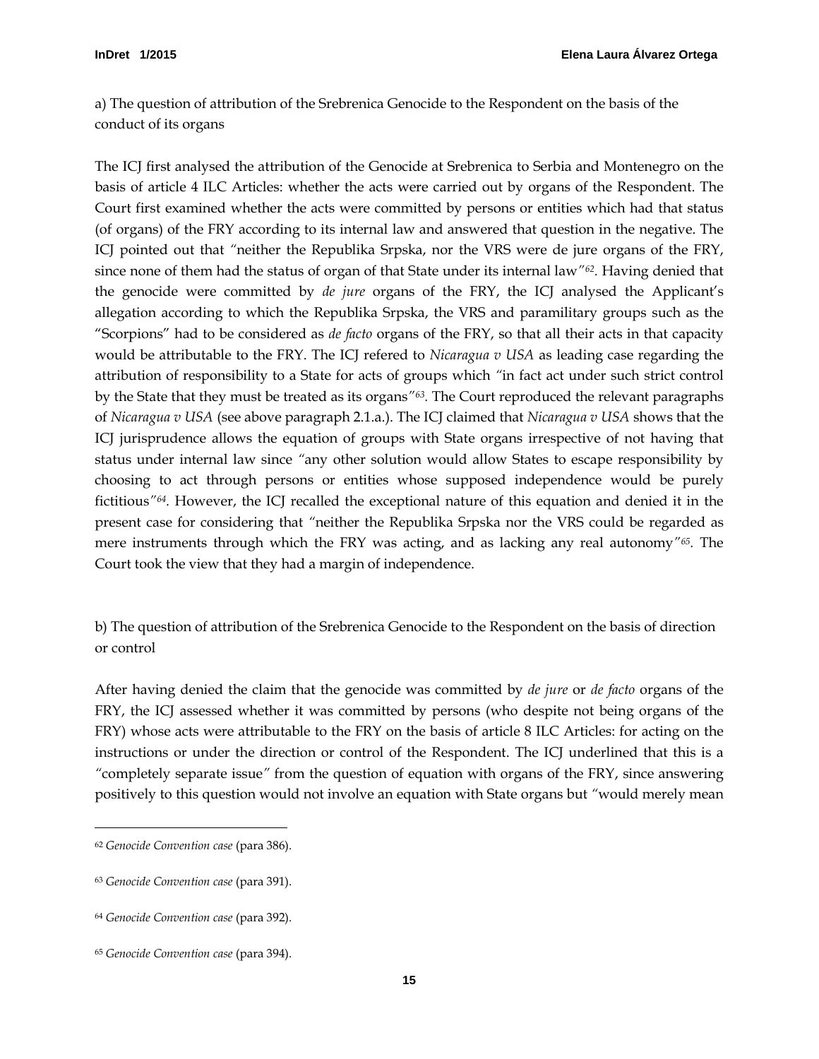a) The question of attribution of the Srebrenica Genocide to the Respondent on the basis of the conduct of its organs

The ICJ first analysed the attribution of the Genocide at Srebrenica to Serbia and Montenegro on the basis of article 4 ILC Articles: whether the acts were carried out by organs of the Respondent. The Court first examined whether the acts were committed by persons or entities which had that status (of organs) of the FRY according to its internal law and answered that question in the negative. The ICJ pointed out that *"neither the Republika Srpska, nor the VRS were de jure organs of the FRY, since none of them had the status of organ of that State under its internal law"*[62]. Having denied that the genocide were committed by *de jure* organs of the FRY, the ICJ analysed the Applicant's allegation according to which the Republika Srpska, the VRS and paramilitary groups such as the "Scorpions" had to be considered as *de facto* organs of the FRY, so that all their acts in that capacity would be attributable to the FRY. The ICJ refered to *Nicaragua v USA* as leading case regarding the attribution of responsibility to a State for acts of groups which *"in fact act under such strict control by the State that they must be treated as its organs"*[63]. The Court reproduced the relevant paragraphs of *Nicaragua v USA* (see above paragraph 2.1.a.). The ICJ claimed that *Nicaragua v USA* shows that the ICJ jurisprudence allows the equation of groups with State organs irrespective of not having that status under internal law since *"any other solution would allow States to escape responsibility by choosing to act through persons or entities whose supposed independence would be purely fictitious"*[64]. However, the ICJ recalled the exceptional nature of this equation and denied it in the present case for considering that *"neither the Republika Srpska nor the VRS could be regarded as mere instruments through which the FRY was acting, and as lacking any real autonomy"*[65]. The Court took the view that they had a margin of independence.

b) The question of attribution of the Srebrenica Genocide to the Respondent on the basis of direction or control

After having denied the claim that the genocide was committed by *de jure* or *de facto* organs of the FRY, the ICJ assessed whether it was committed by persons (who despite not being organs of the FRY) whose acts were attributable to the FRY on the basis of article 8 ILC Articles: for acting on the instructions or under the direction or control of the Respondent. The ICJ underlined that this is a "completely separate issue" from the question of equation with organs of the FRY, since answering positively to this question would not involve an equation with State organs but "would merely mean

---

[62] *Genocide Convention case* (para 386).

[63] *Genocide Convention case* (para 391).

[64] *Genocide Convention case* (para 392).

[65] *Genocide Convention case* (para 394).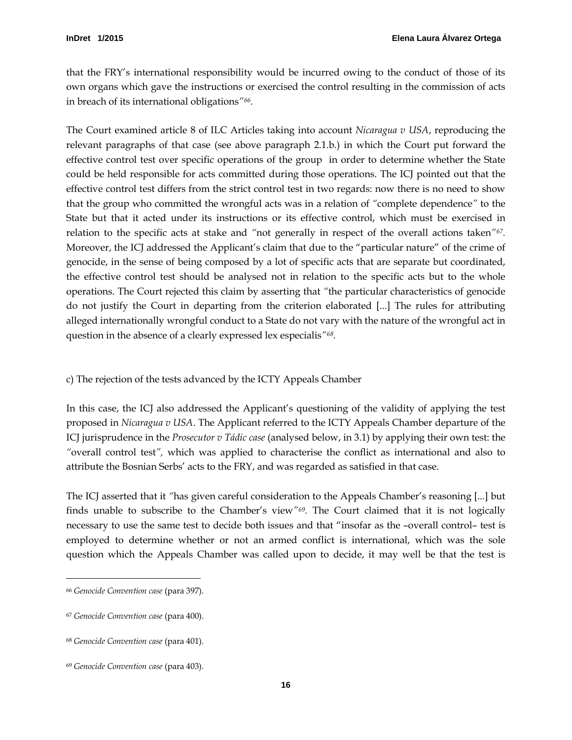that the FRY's international responsibility would be incurred owing to the conduct of those of its own organs which gave the instructions or exercised the control resulting in the commission of acts in breach of its international obligations"[66].

The Court examined article 8 of ILC Articles taking into account *Nicaragua v USA*, reproducing the relevant paragraphs of that case (see above paragraph 2.1.b.) in which the Court put forward the effective control test over specific operations of the group in order to determine whether the State could be held responsible for acts committed during those operations. The ICJ pointed out that the effective control test differs from the strict control test in two regards: now there is no need to show that the group who committed the wrongful acts was in a relation of "complete dependence" to the State but that it acted under its instructions or its effective control, which must be exercised in relation to the specific acts at stake and "not generally in respect of the overall actions taken"[67]. Moreover, the ICJ addressed the Applicant's claim that due to the "particular nature" of the crime of genocide, in the sense of being composed by a lot of specific acts that are separate but coordinated, the effective control test should be analysed not in relation to the specific acts but to the whole operations. The Court rejected this claim by asserting that "the particular characteristics of genocide do not justify the Court in departing from the criterion elaborated [...] The rules for attributing alleged internationally wrongful conduct to a State do not vary with the nature of the wrongful act in question in the absence of a clearly expressed lex especialis"[68].

c) The rejection of the tests advanced by the ICTY Appeals Chamber

In this case, the ICJ also addressed the Applicant's questioning of the validity of applying the test proposed in *Nicaragua v USA*. The Applicant referred to the ICTY Appeals Chamber departure of the ICJ jurisprudence in the *Prosecutor v Tádic case* (analysed below, in 3.1) by applying their own test: the "overall control test", which was applied to characterise the conflict as international and also to attribute the Bosnian Serbs' acts to the FRY, and was regarded as satisfied in that case.

The ICJ asserted that it "has given careful consideration to the Appeals Chamber's reasoning [...] but finds unable to subscribe to the Chamber's view"[69]. The Court claimed that it is not logically necessary to use the same test to decide both issues and that "insofar as the –overall control– test is employed to determine whether or not an armed conflict is international, which was the sole question which the Appeals Chamber was called upon to decide, it may well be that the test is

---

[66] *Genocide Convention case* (para 397).

[67] *Genocide Convention case* (para 400).

[68] *Genocide Convention case* (para 401).

[69] *Genocide Convention case* (para 403).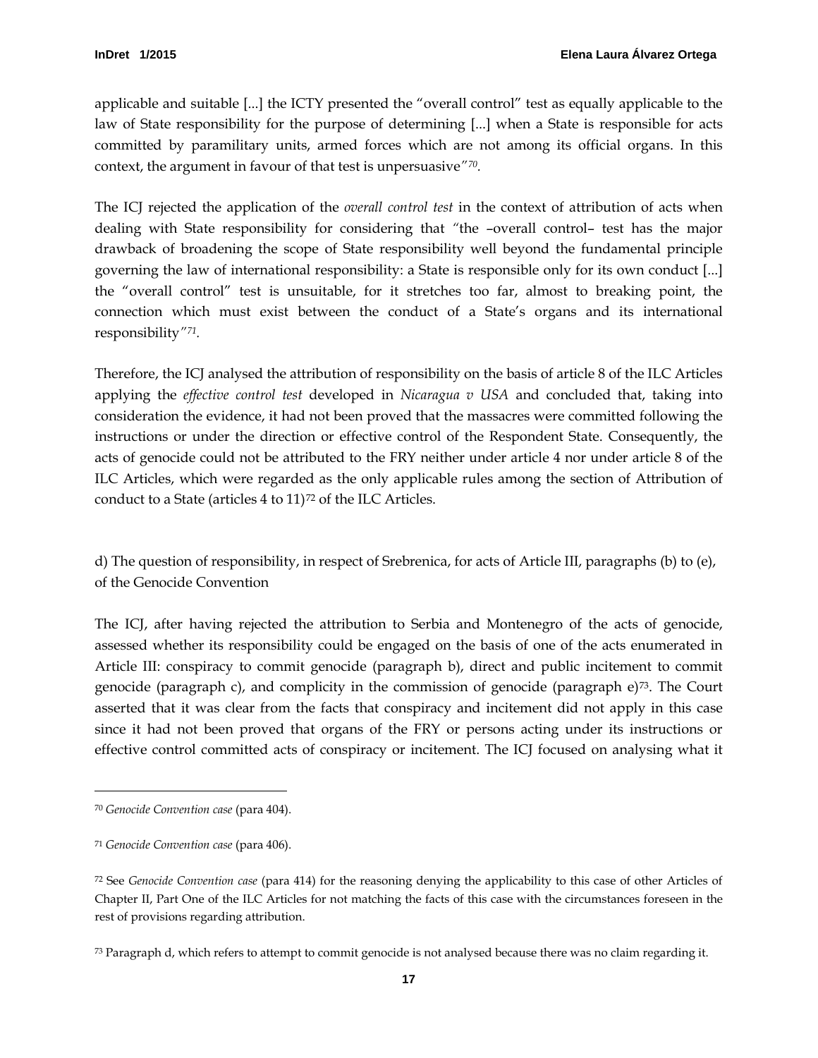applicable and suitable [...] the ICTY presented the "overall control" test as equally applicable to the law of State responsibility for the purpose of determining [...] when a State is responsible for acts committed by paramilitary units, armed forces which are not among its official organs. In this context, the argument in favour of that test is unpersuasive"[70].

The ICJ rejected the application of the *overall control test* in the context of attribution of acts when dealing with State responsibility for considering that "the –overall control– test has the major drawback of broadening the scope of State responsibility well beyond the fundamental principle governing the law of international responsibility: a State is responsible only for its own conduct [...] the "overall control" test is unsuitable, for it stretches too far, almost to breaking point, the connection which must exist between the conduct of a State's organs and its international responsibility"[71].

Therefore, the ICJ analysed the attribution of responsibility on the basis of article 8 of the ILC Articles applying the *effective control test* developed in *Nicaragua v USA* and concluded that, taking into consideration the evidence, it had not been proved that the massacres were committed following the instructions or under the direction or effective control of the Respondent State. Consequently, the acts of genocide could not be attributed to the FRY neither under article 4 nor under article 8 of the ILC Articles, which were regarded as the only applicable rules among the section of Attribution of conduct to a State (articles 4 to 11)[72] of the ILC Articles.

d) The question of responsibility, in respect of Srebrenica, for acts of Article III, paragraphs (b) to (e), of the Genocide Convention

The ICJ, after having rejected the attribution to Serbia and Montenegro of the acts of genocide, assessed whether its responsibility could be engaged on the basis of one of the acts enumerated in Article III: conspiracy to commit genocide (paragraph b), direct and public incitement to commit genocide (paragraph c), and complicity in the commission of genocide (paragraph e)[73]. The Court asserted that it was clear from the facts that conspiracy and incitement did not apply in this case since it had not been proved that organs of the FRY or persons acting under its instructions or effective control committed acts of conspiracy or incitement. The ICJ focused on analysing what it

---

[70] *Genocide Convention case* (para 404).

[71] *Genocide Convention case* (para 406).

[72] See *Genocide Convention case* (para 414) for the reasoning denying the applicability to this case of other Articles of Chapter II, Part One of the ILC Articles for not matching the facts of this case with the circumstances foreseen in the rest of provisions regarding attribution.

[73] Paragraph d, which refers to attempt to commit genocide is not analysed because there was no claim regarding it.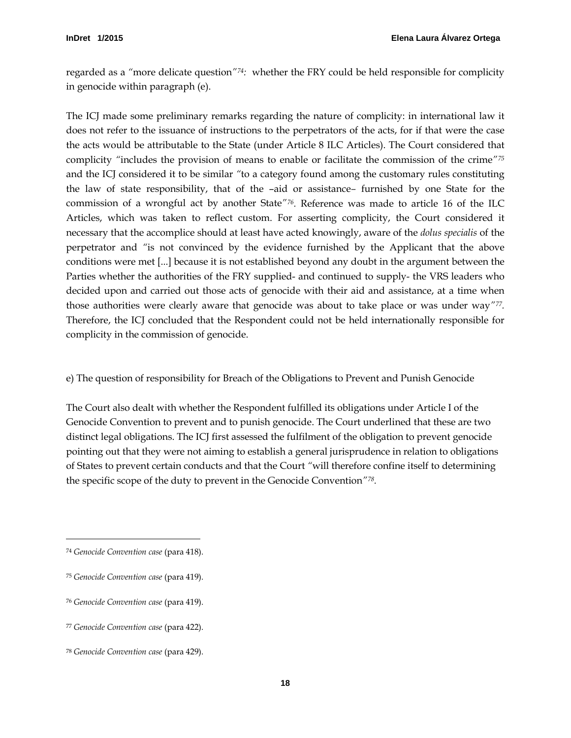regarded as a "more delicate question"[74]: whether the FRY could be held responsible for complicity in genocide within paragraph (e).

The ICJ made some preliminary remarks regarding the nature of complicity: in international law it does not refer to the issuance of instructions to the perpetrators of the acts, for if that were the case the acts would be attributable to the State (under Article 8 ILC Articles). The Court considered that complicity "includes the provision of means to enable or facilitate the commission of the crime"[75] and the ICJ considered it to be similar "to a category found among the customary rules constituting the law of state responsibility, that of the –aid or assistance– furnished by one State for the commission of a wrongful act by another State"[76]. Reference was made to article 16 of the ILC Articles, which was taken to reflect custom. For asserting complicity, the Court considered it necessary that the accomplice should at least have acted knowingly, aware of the *dolus specialis* of the perpetrator and "is not convinced by the evidence furnished by the Applicant that the above conditions were met [...] because it is not established beyond any doubt in the argument between the Parties whether the authorities of the FRY supplied- and continued to supply- the VRS leaders who decided upon and carried out those acts of genocide with their aid and assistance, at a time when those authorities were clearly aware that genocide was about to take place or was under way"[77]. Therefore, the ICJ concluded that the Respondent could not be held internationally responsible for complicity in the commission of genocide.

e) The question of responsibility for Breach of the Obligations to Prevent and Punish Genocide

The Court also dealt with whether the Respondent fulfilled its obligations under Article I of the Genocide Convention to prevent and to punish genocide. The Court underlined that these are two distinct legal obligations. The ICJ first assessed the fulfilment of the obligation to prevent genocide pointing out that they were not aiming to establish a general jurisprudence in relation to obligations of States to prevent certain conducts and that the Court "will therefore confine itself to determining the specific scope of the duty to prevent in the Genocide Convention"[78].

---

[74] *Genocide Convention case* (para 418).

[75] *Genocide Convention case* (para 419).

[76] *Genocide Convention case* (para 419).

[77] *Genocide Convention case* (para 422).

[78] *Genocide Convention case* (para 429).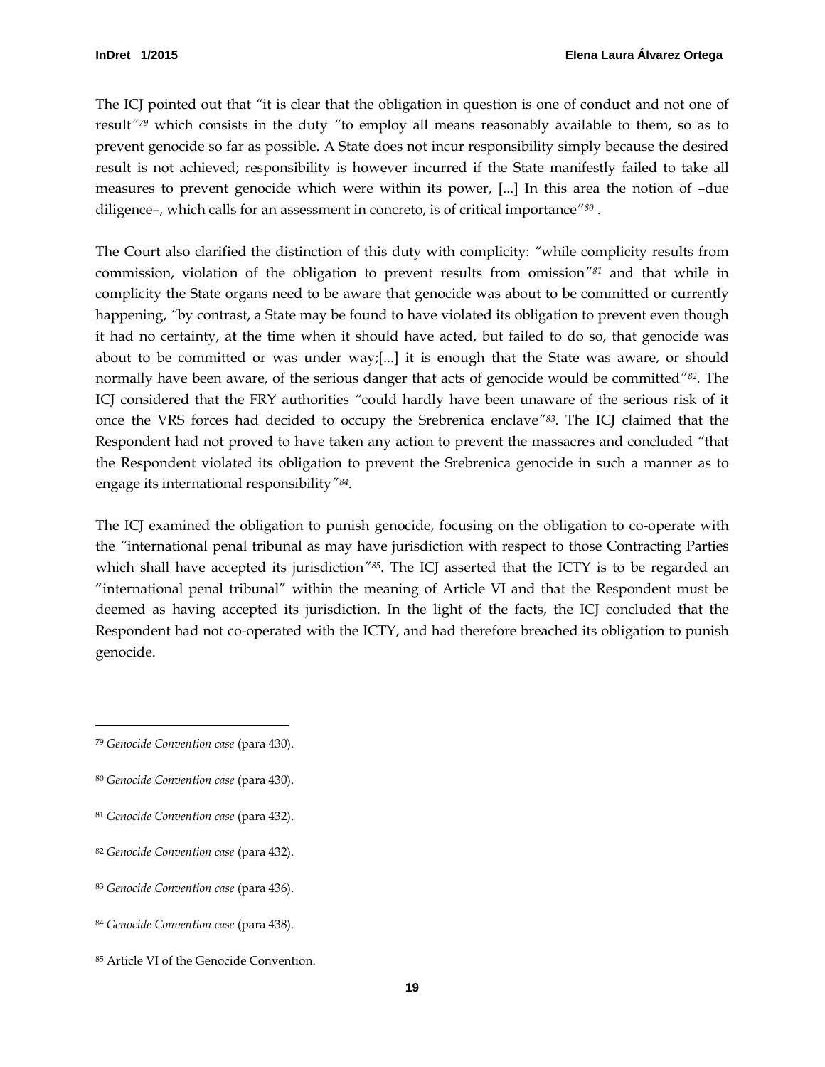The ICJ pointed out that *"it is clear that the obligation in question is one of conduct and not one of result"*[79] which consists in the duty *"to employ all means reasonably available to them, so as to prevent genocide so far as possible. A State does not incur responsibility simply because the desired result is not achieved; responsibility is however incurred if the State manifestly failed to take all measures to prevent genocide which were within its power, [...] In this area the notion of –due diligence–, which calls for an assessment in concreto, is of critical importance"*[80] .

The Court also clarified the distinction of this duty with complicity: *"while complicity results from commission, violation of the obligation to prevent results from omission"*[81] and that while in complicity the State organs need to be aware that genocide was about to be committed or currently happening, *"by contrast, a State may be found to have violated its obligation to prevent even though it had no certainty, at the time when it should have acted, but failed to do so, that genocide was about to be committed or was under way;[...] it is enough that the State was aware, or should normally have been aware, of the serious danger that acts of genocide would be committed"*[82]. The ICJ considered that the FRY authorities *"could hardly have been unaware of the serious risk of it once the VRS forces had decided to occupy the Srebrenica enclave"*[83]. The ICJ claimed that the Respondent had not proved to have taken any action to prevent the massacres and concluded *"that the Respondent violated its obligation to prevent the Srebrenica genocide in such a manner as to engage its international responsibility"*[84].

The ICJ examined the obligation to punish genocide, focusing on the obligation to co-operate with the *"international penal tribunal as may have jurisdiction with respect to those Contracting Parties which shall have accepted its jurisdiction"*[85]. The ICJ asserted that the ICTY is to be regarded an "international penal tribunal" within the meaning of Article VI and that the Respondent must be deemed as having accepted its jurisdiction. In the light of the facts, the ICJ concluded that the Respondent had not co-operated with the ICTY, and had therefore breached its obligation to punish genocide.

---

[79] *Genocide Convention case* (para 430).

[80] *Genocide Convention case* (para 430).

[81] *Genocide Convention case* (para 432).

[82] *Genocide Convention case* (para 432).

[83] *Genocide Convention case* (para 436).

[84] *Genocide Convention case* (para 438).

[85] Article VI of the Genocide Convention.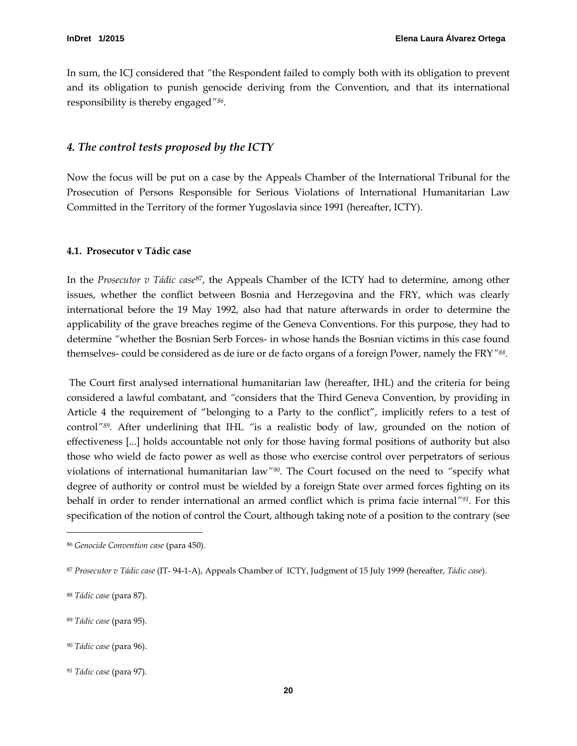In sum, the ICJ considered that "the Respondent failed to comply both with its obligation to prevent and its obligation to punish genocide deriving from the Convention, and that its international responsibility is thereby engaged"[86].

## *4. The control tests proposed by the ICTY*

Now the focus will be put on a case by the Appeals Chamber of the International Tribunal for the Prosecution of Persons Responsible for Serious Violations of International Humanitarian Law Committed in the Territory of the former Yugoslavia since 1991 (hereafter, ICTY).

### 4.1. Prosecutor v Tádic case

In the *Prosecutor v Tádic case*[87], the Appeals Chamber of the ICTY had to determine, among other issues, whether the conflict between Bosnia and Herzegovina and the FRY, which was clearly international before the 19 May 1992, also had that nature afterwards in order to determine the applicability of the grave breaches regime of the Geneva Conventions. For this purpose, they had to determine "whether the Bosnian Serb Forces- in whose hands the Bosnian victims in this case found themselves- could be considered as de iure or de facto organs of a foreign Power, namely the FRY"[88].

The Court first analysed international humanitarian law (hereafter, IHL) and the criteria for being considered a lawful combatant, and "considers that the Third Geneva Convention, by providing in Article 4 the requirement of "belonging to a Party to the conflict", implicitly refers to a test of control"[89]. After underlining that IHL "is a realistic body of law, grounded on the notion of effectiveness [...] holds accountable not only for those having formal positions of authority but also those who wield de facto power as well as those who exercise control over perpetrators of serious violations of international humanitarian law"[90]. The Court focused on the need to "specify what degree of authority or control must be wielded by a foreign State over armed forces fighting on its behalf in order to render international an armed conflict which is prima facie internal"[91]. For this specification of the notion of control the Court, although taking note of a position to the contrary (see

---

[86] *Genocide Convention case* (para 450).

[87] *Prosecutor v Tádic case* (IT- 94-1-A), Appeals Chamber of ICTY, Judgment of 15 July 1999 (hereafter, *Tádic case*).

[88] *Tádic case* (para 87).

[89] *Tádic case* (para 95).

[90] *Tádic case* (para 96).

[91] *Tádic case* (para 97).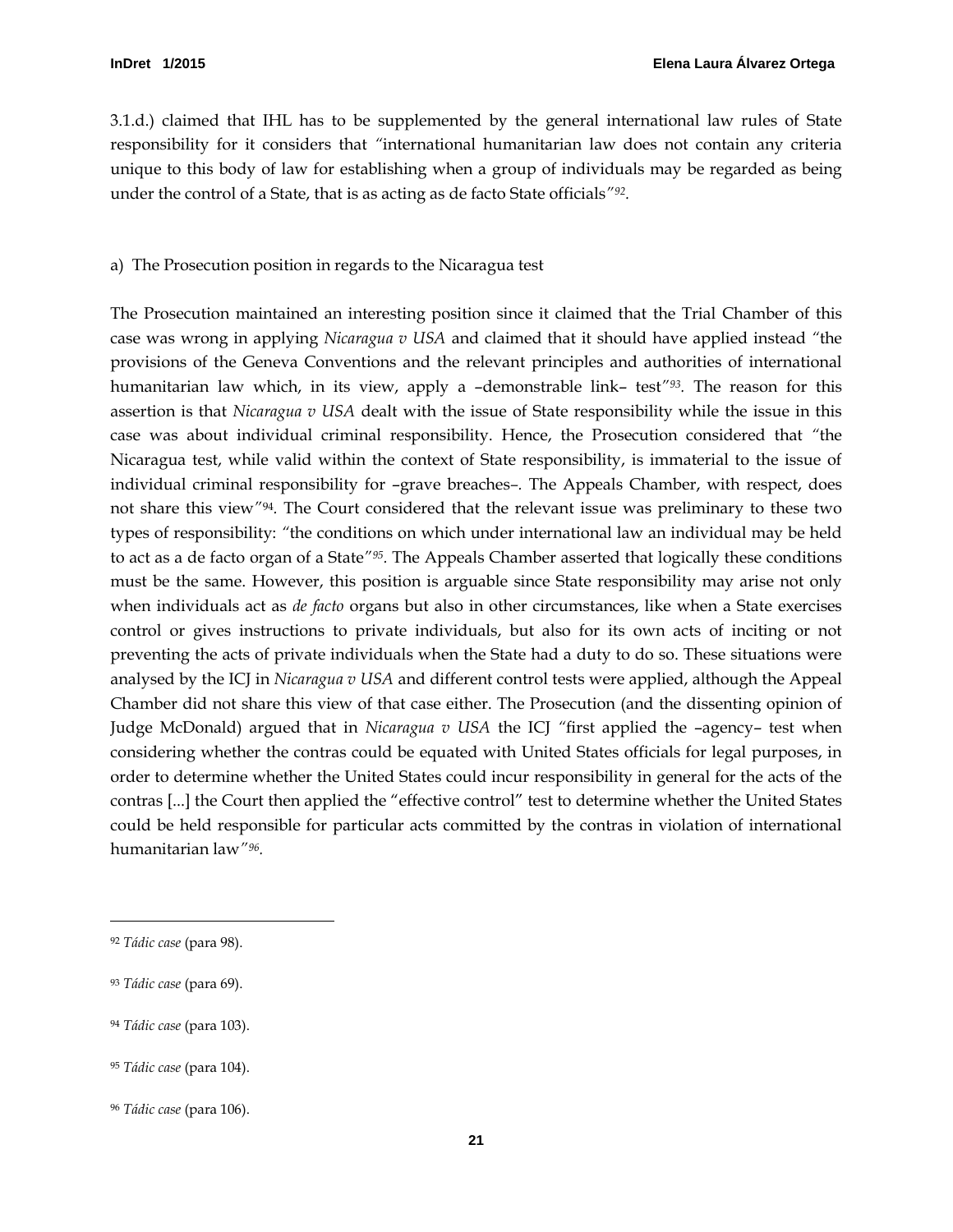3.1.d.) claimed that IHL has to be supplemented by the general international law rules of State responsibility for it considers that *"international humanitarian law does not contain any criteria unique to this body of law for establishing when a group of individuals may be regarded as being under the control of a State, that is as acting as de facto State officials"*[92].

a) The Prosecution position in regards to the Nicaragua test

The Prosecution maintained an interesting position since it claimed that the Trial Chamber of this case was wrong in applying *Nicaragua v USA* and claimed that it should have applied instead *"the provisions of the Geneva Conventions and the relevant principles and authorities of international humanitarian law which, in its view, apply a –demonstrable link– test"*[93]. The reason for this assertion is that *Nicaragua v USA* dealt with the issue of State responsibility while the issue in this case was about individual criminal responsibility. Hence, the Prosecution considered that *"the Nicaragua test, while valid within the context of State responsibility, is immaterial to the issue of individual criminal responsibility for –grave breaches–. The Appeals Chamber, with respect, does not share this view"*[94]. The Court considered that the relevant issue was preliminary to these two types of responsibility: *"the conditions on which under international law an individual may be held to act as a de facto organ of a State"*[95]. The Appeals Chamber asserted that logically these conditions must be the same. However, this position is arguable since State responsibility may arise not only when individuals act as *de facto* organs but also in other circumstances, like when a State exercises control or gives instructions to private individuals, but also for its own acts of inciting or not preventing the acts of private individuals when the State had a duty to do so. These situations were analysed by the ICJ in *Nicaragua v USA* and different control tests were applied, although the Appeal Chamber did not share this view of that case either. The Prosecution (and the dissenting opinion of Judge McDonald) argued that in *Nicaragua v USA* the ICJ *"first applied the –agency– test when considering whether the contras could be equated with United States officials for legal purposes, in order to determine whether the United States could incur responsibility in general for the acts of the contras [...] the Court then applied the "effective control" test to determine whether the United States could be held responsible for particular acts committed by the contras in violation of international humanitarian law"*[96].

---

[92] *Tádic case* (para 98).

[93] *Tádic case* (para 69).

[94] *Tádic case* (para 103).

[95] *Tádic case* (para 104).

[96] *Tádic case* (para 106).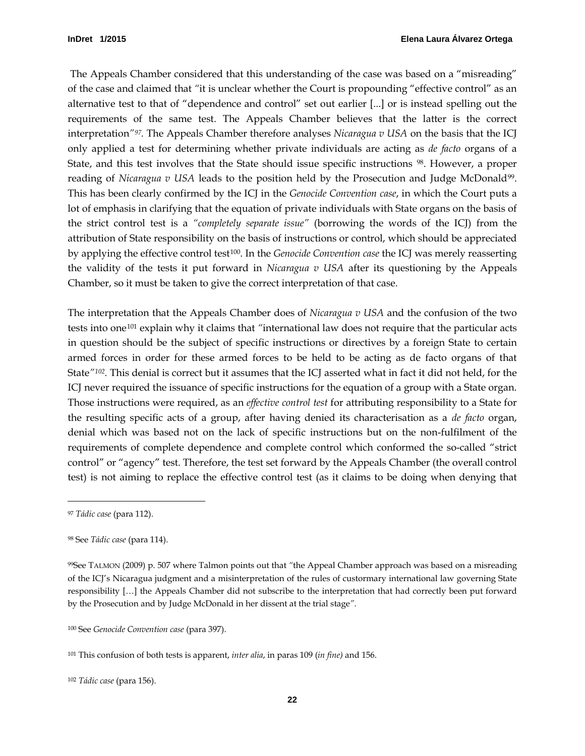The Appeals Chamber considered that this understanding of the case was based on a "misreading" of the case and claimed that *"*it is unclear whether the Court is propounding "effective control" as an alternative test to that of "dependence and control" set out earlier [...] or is instead spelling out the requirements of the same test. The Appeals Chamber believes that the latter is the correct interpretation*"*[97]. The Appeals Chamber therefore analyses *Nicaragua v USA* on the basis that the ICJ only applied a test for determining whether private individuals are acting as *de facto* organs of a State, and this test involves that the State should issue specific instructions [98]. However, a proper reading of *Nicaragua v USA* leads to the position held by the Prosecution and Judge McDonald[99]. This has been clearly confirmed by the ICJ in the *Genocide Convention case*, in which the Court puts a lot of emphasis in clarifying that the equation of private individuals with State organs on the basis of the strict control test is a *"completely separate issue"* (borrowing the words of the ICJ) from the attribution of State responsibility on the basis of instructions or control, which should be appreciated by applying the effective control test[100]. In the *Genocide Convention case* the ICJ was merely reasserting the validity of the tests it put forward in *Nicaragua v USA* after its questioning by the Appeals Chamber, so it must be taken to give the correct interpretation of that case.

The interpretation that the Appeals Chamber does of *Nicaragua v USA* and the confusion of the two tests into one[101] explain why it claims that *"*international law does not require that the particular acts in question should be the subject of specific instructions or directives by a foreign State to certain armed forces in order for these armed forces to be held to be acting as de facto organs of that State*"*[102]. This denial is correct but it assumes that the ICJ asserted what in fact it did not held, for the ICJ never required the issuance of specific instructions for the equation of a group with a State organ. Those instructions were required, as an *effective control test* for attributing responsibility to a State for the resulting specific acts of a group, after having denied its characterisation as a *de facto* organ, denial which was based not on the lack of specific instructions but on the non-fulfilment of the requirements of complete dependence and complete control which conformed the so-called "strict control" or "agency" test. Therefore, the test set forward by the Appeals Chamber (the overall control test) is not aiming to replace the effective control test (as it claims to be doing when denying that

---

[97] *Tádic case* (para 112).

[98] See *Tádic case* (para 114).

[99] See TALMON (2009) p. 507 where Talmon points out that *"*the Appeal Chamber approach was based on a misreading of the ICJ's Nicaragua judgment and a misinterpretation of the rules of custormary international law governing State responsibility […] the Appeals Chamber did not subscribe to the interpretation that had correctly been put forward by the Prosecution and by Judge McDonald in her dissent at the trial stage*"*.

[100] See *Genocide Convention case* (para 397).

[101] This confusion of both tests is apparent, *inter alia*, in paras 109 (*in fine)* and 156.

[102] *Tádic case* (para 156).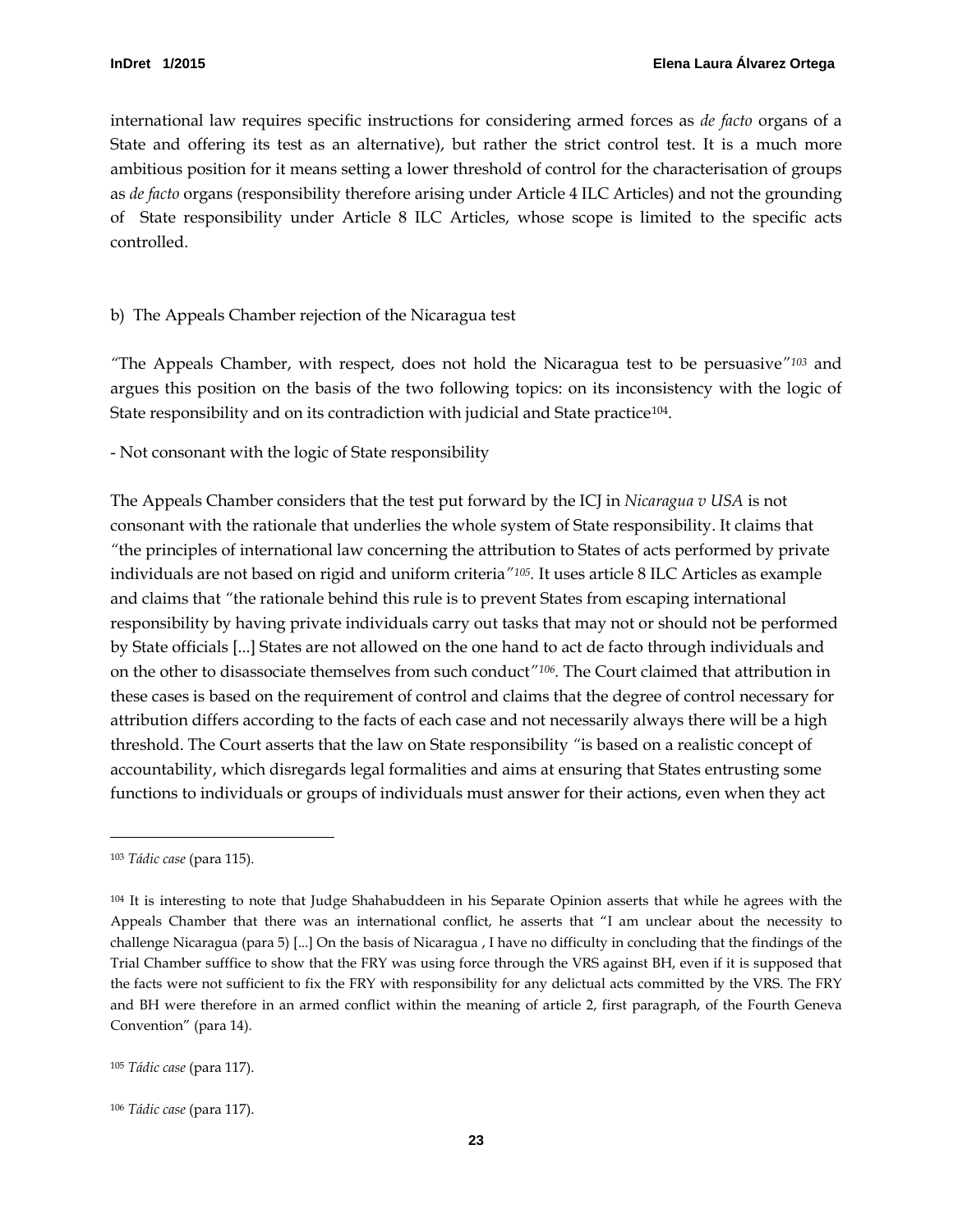international law requires specific instructions for considering armed forces as *de facto* organs of a State and offering its test as an alternative), but rather the strict control test. It is a much more ambitious position for it means setting a lower threshold of control for the characterisation of groups as *de facto* organs (responsibility therefore arising under Article 4 ILC Articles) and not the grounding of State responsibility under Article 8 ILC Articles, whose scope is limited to the specific acts controlled.

b) The Appeals Chamber rejection of the Nicaragua test

"The Appeals Chamber, with respect, does not hold the Nicaragua test to be persuasive"[103] and argues this position on the basis of the two following topics: on its inconsistency with the logic of State responsibility and on its contradiction with judicial and State practice[104].

- Not consonant with the logic of State responsibility

The Appeals Chamber considers that the test put forward by the ICJ in *Nicaragua v USA* is not consonant with the rationale that underlies the whole system of State responsibility. It claims that "the principles of international law concerning the attribution to States of acts performed by private individuals are not based on rigid and uniform criteria"[105]. It uses article 8 ILC Articles as example and claims that "the rationale behind this rule is to prevent States from escaping international responsibility by having private individuals carry out tasks that may not or should not be performed by State officials [...] States are not allowed on the one hand to act de facto through individuals and on the other to disassociate themselves from such conduct"[106]. The Court claimed that attribution in these cases is based on the requirement of control and claims that the degree of control necessary for attribution differs according to the facts of each case and not necessarily always there will be a high threshold. The Court asserts that the law on State responsibility "is based on a realistic concept of accountability, which disregards legal formalities and aims at ensuring that States entrusting some functions to individuals or groups of individuals must answer for their actions, even when they act

---

[103] *Tádic case* (para 115).

[104] It is interesting to note that Judge Shahabuddeen in his Separate Opinion asserts that while he agrees with the Appeals Chamber that there was an international conflict, he asserts that "I am unclear about the necessity to challenge Nicaragua (para 5) [...] On the basis of Nicaragua , I have no difficulty in concluding that the findings of the Trial Chamber sufffice to show that the FRY was using force through the VRS against BH, even if it is supposed that the facts were not sufficient to fix the FRY with responsibility for any delictual acts committed by the VRS. The FRY and BH were therefore in an armed conflict within the meaning of article 2, first paragraph, of the Fourth Geneva Convention" (para 14).

[105] *Tádic case* (para 117).

[106] *Tádic case* (para 117).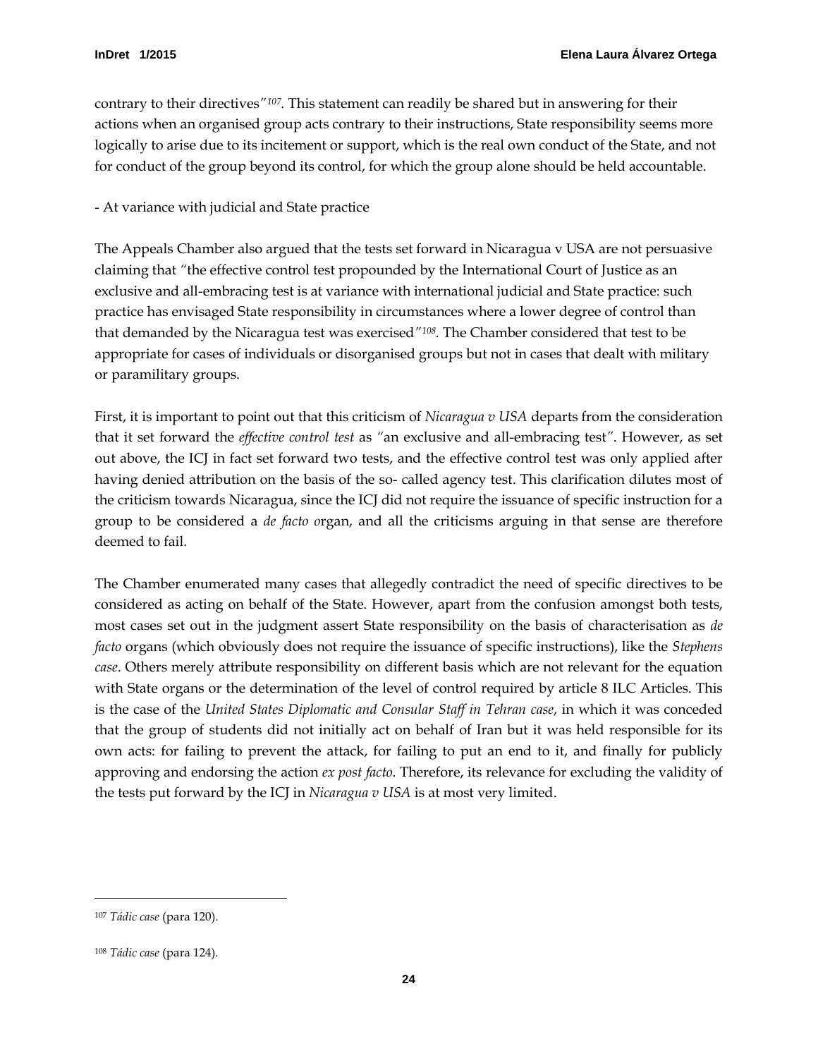contrary to their directives"[107]. This statement can readily be shared but in answering for their actions when an organised group acts contrary to their instructions, State responsibility seems more logically to arise due to its incitement or support, which is the real own conduct of the State, and not for conduct of the group beyond its control, for which the group alone should be held accountable.

- At variance with judicial and State practice

The Appeals Chamber also argued that the tests set forward in Nicaragua v USA are not persuasive claiming that "the effective control test propounded by the International Court of Justice as an exclusive and all-embracing test is at variance with international judicial and State practice: such practice has envisaged State responsibility in circumstances where a lower degree of control than that demanded by the Nicaragua test was exercised"[108]. The Chamber considered that test to be appropriate for cases of individuals or disorganised groups but not in cases that dealt with military or paramilitary groups.

First, it is important to point out that this criticism of *Nicaragua v USA* departs from the consideration that it set forward the *effective control test* as "an exclusive and all-embracing test". However, as set out above, the ICJ in fact set forward two tests, and the effective control test was only applied after having denied attribution on the basis of the so- called agency test. This clarification dilutes most of the criticism towards Nicaragua, since the ICJ did not require the issuance of specific instruction for a group to be considered a *de facto o*rgan, and all the criticisms arguing in that sense are therefore deemed to fail.

The Chamber enumerated many cases that allegedly contradict the need of specific directives to be considered as acting on behalf of the State. However, apart from the confusion amongst both tests, most cases set out in the judgment assert State responsibility on the basis of characterisation as *de facto* organs (which obviously does not require the issuance of specific instructions), like the *Stephens case*. Others merely attribute responsibility on different basis which are not relevant for the equation with State organs or the determination of the level of control required by article 8 ILC Articles. This is the case of the *United States Diplomatic and Consular Staff in Tehran case*, in which it was conceded that the group of students did not initially act on behalf of Iran but it was held responsible for its own acts: for failing to prevent the attack, for failing to put an end to it, and finally for publicly approving and endorsing the action *ex post facto*. Therefore, its relevance for excluding the validity of the tests put forward by the ICJ in *Nicaragua v USA* is at most very limited.

---

[107] *Tádic case* (para 120).

[108] *Tádic case* (para 124).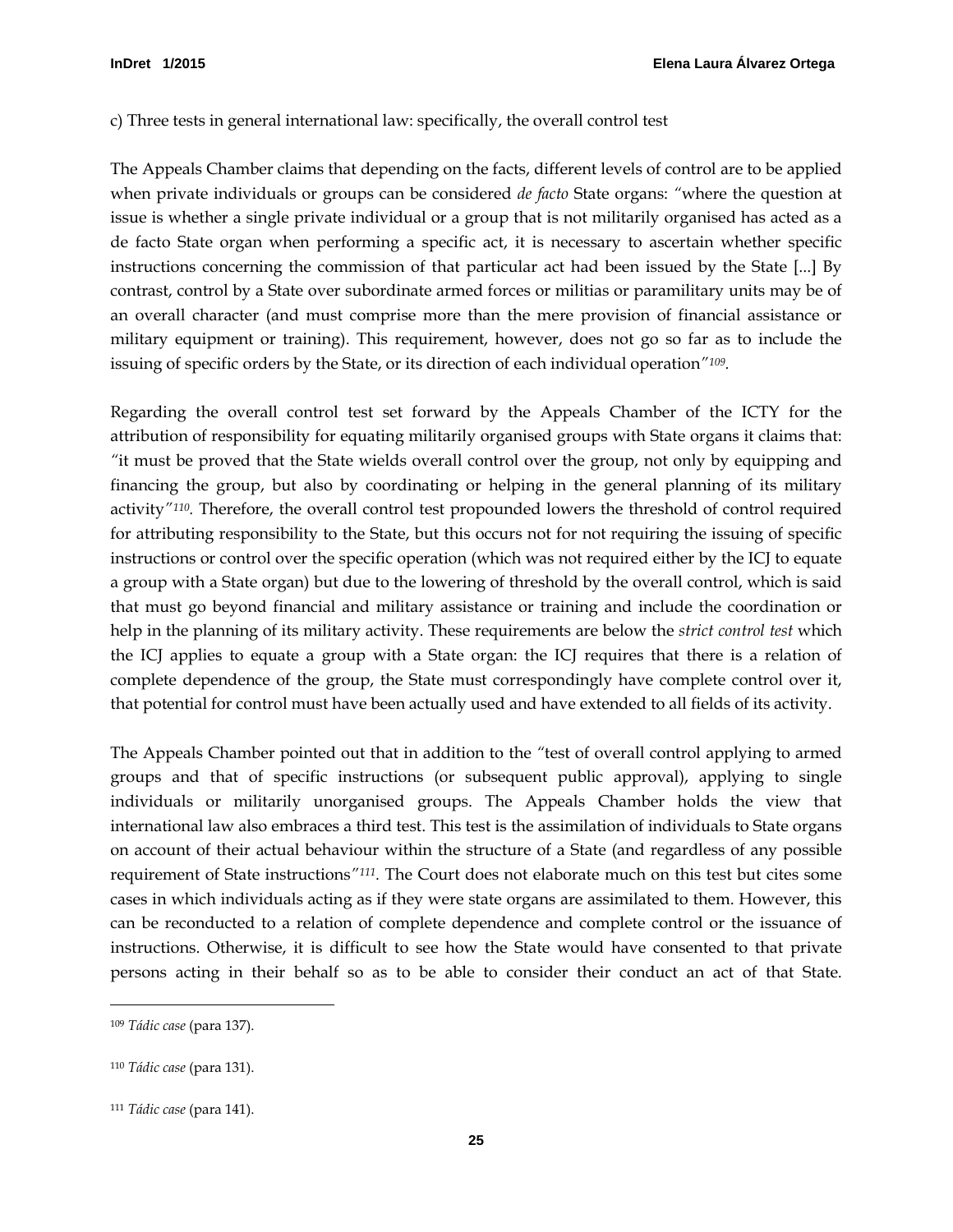c) Three tests in general international law: specifically, the overall control test

The Appeals Chamber claims that depending on the facts, different levels of control are to be applied when private individuals or groups can be considered *de facto* State organs: "where the question at issue is whether a single private individual or a group that is not militarily organised has acted as a de facto State organ when performing a specific act, it is necessary to ascertain whether specific instructions concerning the commission of that particular act had been issued by the State [...] By contrast, control by a State over subordinate armed forces or militias or paramilitary units may be of an overall character (and must comprise more than the mere provision of financial assistance or military equipment or training). This requirement, however, does not go so far as to include the issuing of specific orders by the State, or its direction of each individual operation"[109].

Regarding the overall control test set forward by the Appeals Chamber of the ICTY for the attribution of responsibility for equating militarily organised groups with State organs it claims that: "it must be proved that the State wields overall control over the group, not only by equipping and financing the group, but also by coordinating or helping in the general planning of its military activity"[110]. Therefore, the overall control test propounded lowers the threshold of control required for attributing responsibility to the State, but this occurs not for not requiring the issuing of specific instructions or control over the specific operation (which was not required either by the ICJ to equate a group with a State organ) but due to the lowering of threshold by the overall control, which is said that must go beyond financial and military assistance or training and include the coordination or help in the planning of its military activity. These requirements are below the *strict control test* which the ICJ applies to equate a group with a State organ: the ICJ requires that there is a relation of complete dependence of the group, the State must correspondingly have complete control over it, that potential for control must have been actually used and have extended to all fields of its activity.

The Appeals Chamber pointed out that in addition to the "test of overall control applying to armed groups and that of specific instructions (or subsequent public approval), applying to single individuals or militarily unorganised groups. The Appeals Chamber holds the view that international law also embraces a third test. This test is the assimilation of individuals to State organs on account of their actual behaviour within the structure of a State (and regardless of any possible requirement of State instructions"[111]. The Court does not elaborate much on this test but cites some cases in which individuals acting as if they were state organs are assimilated to them. However, this can be reconducted to a relation of complete dependence and complete control or the issuance of instructions. Otherwise, it is difficult to see how the State would have consented to that private persons acting in their behalf so as to be able to consider their conduct an act of that State.

---

[109] *Tádic case* (para 137).

[110] *Tádic case* (para 131).

[111] *Tádic case* (para 141).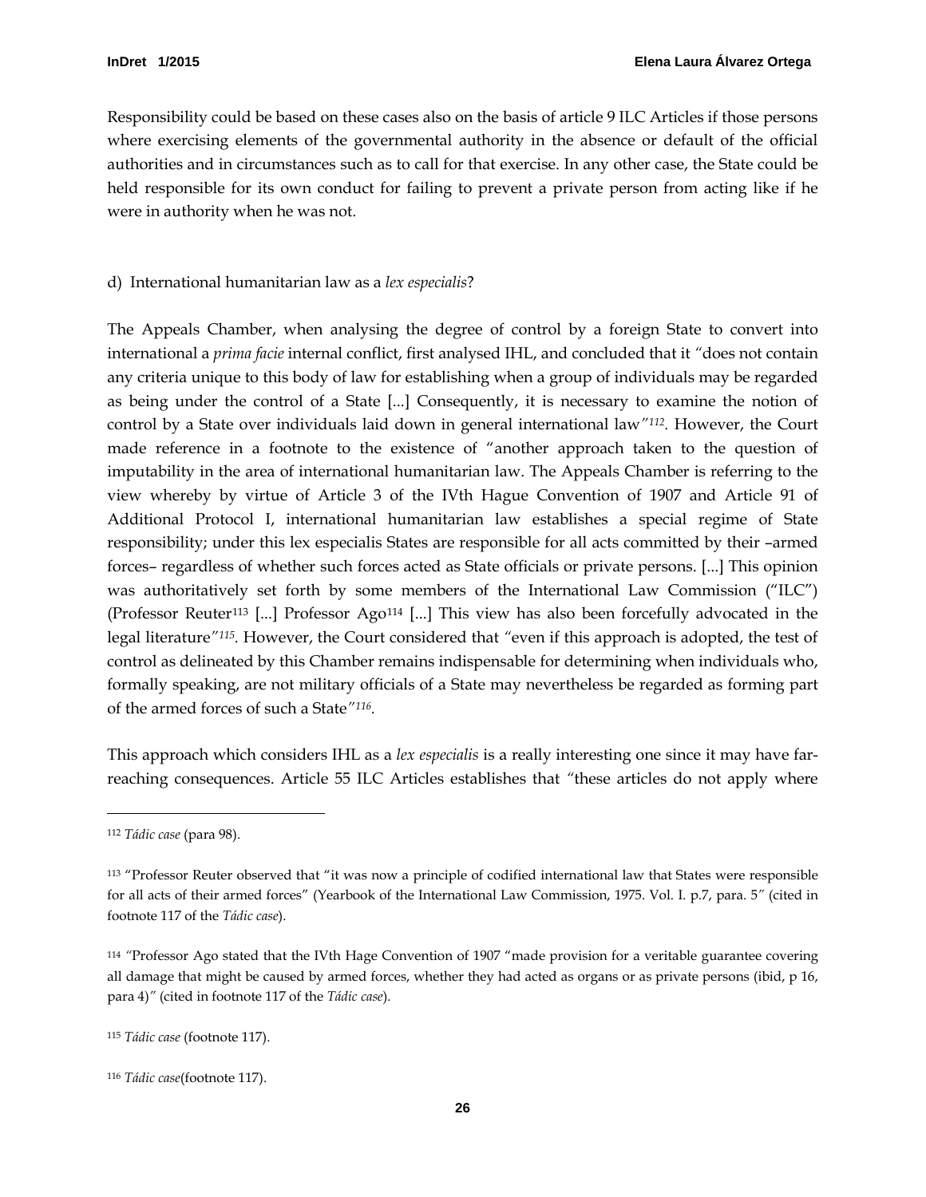Responsibility could be based on these cases also on the basis of article 9 ILC Articles if those persons where exercising elements of the governmental authority in the absence or default of the official authorities and in circumstances such as to call for that exercise. In any other case, the State could be held responsible for its own conduct for failing to prevent a private person from acting like if he were in authority when he was not.

d) International humanitarian law as a *lex especialis*?

The Appeals Chamber, when analysing the degree of control by a foreign State to convert into international a *prima facie* internal conflict, first analysed IHL, and concluded that it "does not contain any criteria unique to this body of law for establishing when a group of individuals may be regarded as being under the control of a State [...] Consequently, it is necessary to examine the notion of control by a State over individuals laid down in general international law"[112]. However, the Court made reference in a footnote to the existence of "another approach taken to the question of imputability in the area of international humanitarian law. The Appeals Chamber is referring to the view whereby by virtue of Article 3 of the IVth Hague Convention of 1907 and Article 91 of Additional Protocol I, international humanitarian law establishes a special regime of State responsibility; under this lex especialis States are responsible for all acts committed by their –armed forces– regardless of whether such forces acted as State officials or private persons. [...] This opinion was authoritatively set forth by some members of the International Law Commission ("ILC") (Professor Reuter[113] [...] Professor Ago[114] [...] This view has also been forcefully advocated in the legal literature"[115]. However, the Court considered that "even if this approach is adopted, the test of control as delineated by this Chamber remains indispensable for determining when individuals who, formally speaking, are not military officials of a State may nevertheless be regarded as forming part of the armed forces of such a State"[116].

This approach which considers IHL as a *lex especialis* is a really interesting one since it may have far-reaching consequences. Article 55 ILC Articles establishes that "these articles do not apply where

---

[112] *Tádic case* (para 98).

[113] "Professor Reuter observed that "it was now a principle of codified international law that States were responsible for all acts of their armed forces" (Yearbook of the International Law Commission, 1975. Vol. I. p.7, para. 5" (cited in footnote 117 of the *Tádic case*).

[114] "Professor Ago stated that the IVth Hage Convention of 1907 "made provision for a veritable guarantee covering all damage that might be caused by armed forces, whether they had acted as organs or as private persons (ibid, p 16, para 4)" (cited in footnote 117 of the *Tádic case*).

[115] *Tádic case* (footnote 117).

[116] *Tádic case*(footnote 117).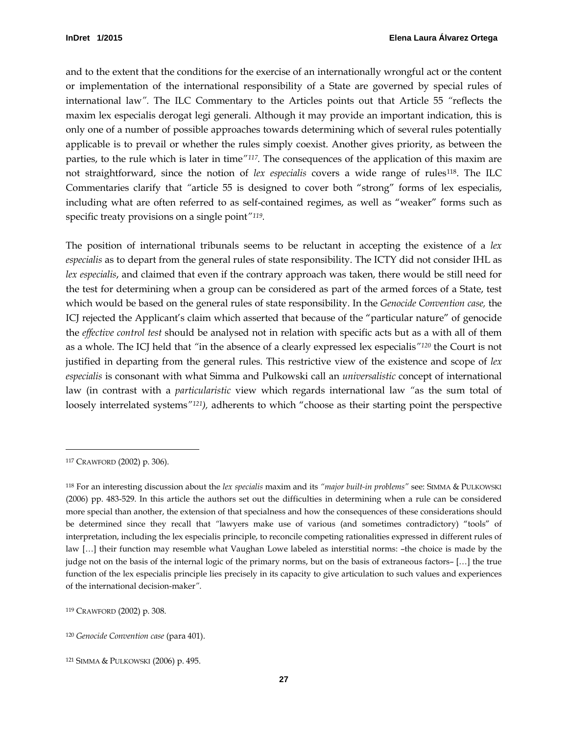and to the extent that the conditions for the exercise of an internationally wrongful act or the content or implementation of the international responsibility of a State are governed by special rules of international law". The ILC Commentary to the Articles points out that Article 55 "reflects the maxim lex especialis derogat legi generali. Although it may provide an important indication, this is only one of a number of possible approaches towards determining which of several rules potentially applicable is to prevail or whether the rules simply coexist. Another gives priority, as between the parties, to the rule which is later in time"[117]. The consequences of the application of this maxim are not straightforward, since the notion of *lex especialis* covers a wide range of rules[118]. The ILC Commentaries clarify that "article 55 is designed to cover both "strong" forms of lex especialis, including what are often referred to as self-contained regimes, as well as "weaker" forms such as specific treaty provisions on a single point"[119].

The position of international tribunals seems to be reluctant in accepting the existence of a *lex especialis* as to depart from the general rules of state responsibility. The ICTY did not consider IHL as *lex especialis*, and claimed that even if the contrary approach was taken, there would be still need for the test for determining when a group can be considered as part of the armed forces of a State, test which would be based on the general rules of state responsibility. In the *Genocide Convention case,* the ICJ rejected the Applicant's claim which asserted that because of the "particular nature" of genocide the *effective control test* should be analysed not in relation with specific acts but as a with all of them as a whole. The ICJ held that "in the absence of a clearly expressed lex especialis"[120] the Court is not justified in departing from the general rules. This restrictive view of the existence and scope of *lex especialis* is consonant with what Simma and Pulkowski call an *universalistic* concept of international law (in contrast with a *particularistic* view which regards international law "as the sum total of loosely interrelated systems"[121]), adherents to which "choose as their starting point the perspective

---

[117] CRAWFORD (2002) p. 306).

[118] For an interesting discussion about the *lex specialis* maxim and its *"major built-in problems"* see: SIMMA & PULKOWSKI (2006) pp. 483-529. In this article the authors set out the difficulties in determining when a rule can be considered more special than another, the extension of that specialness and how the consequences of these considerations should be determined since they recall that "lawyers make use of various (and sometimes contradictory) "tools" of interpretation, including the lex especialis principle, to reconcile competing rationalities expressed in different rules of law […] their function may resemble what Vaughan Lowe labeled as interstitial norms: –the choice is made by the judge not on the basis of the internal logic of the primary norms, but on the basis of extraneous factors– […] the true function of the lex especialis principle lies precisely in its capacity to give articulation to such values and experiences of the international decision-maker".

[119] CRAWFORD (2002) p. 308.

[120] *Genocide Convention case* (para 401).

[121] SIMMA & PULKOWSKI (2006) p. 495.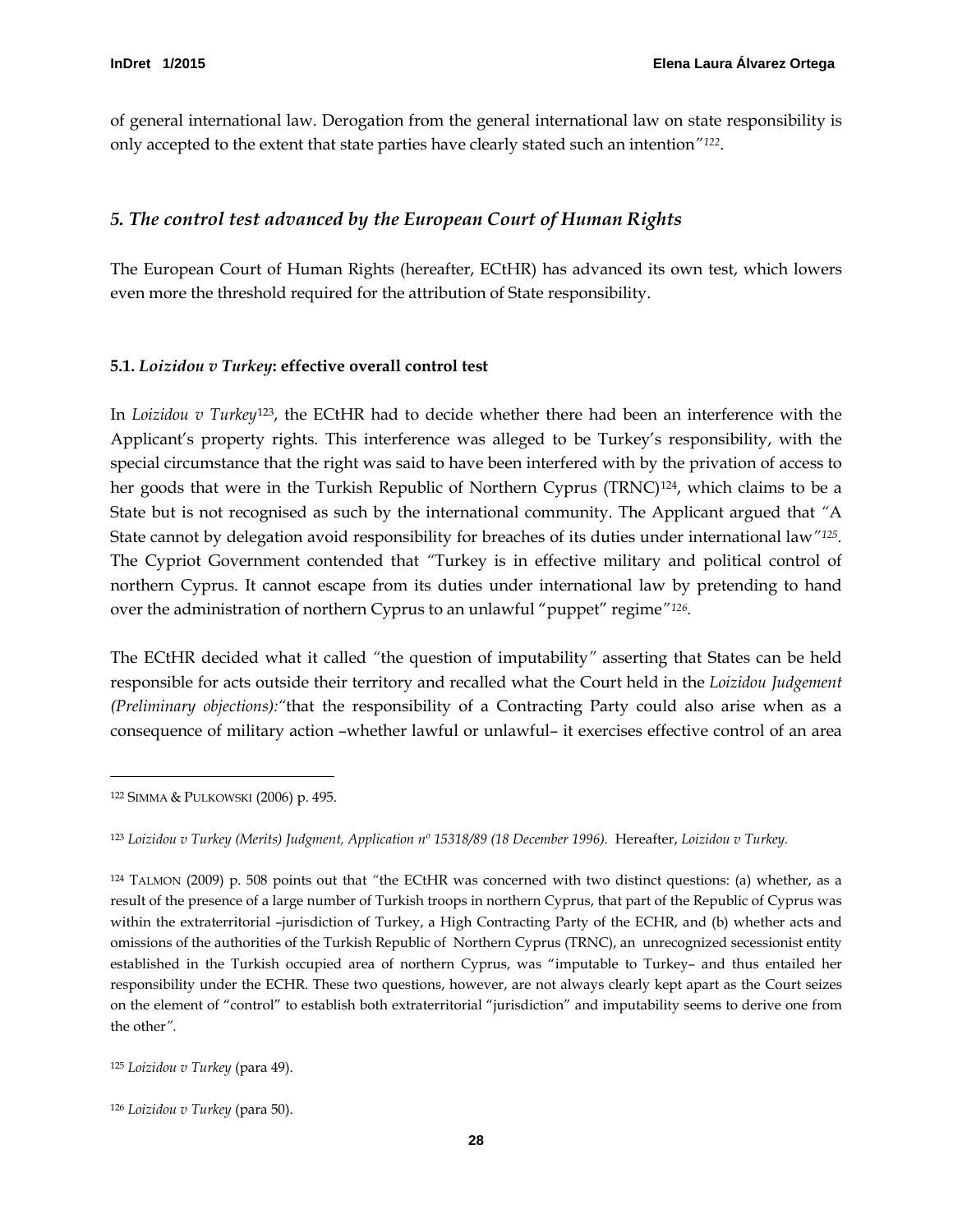of general international law. Derogation from the general international law on state responsibility is only accepted to the extent that state parties have clearly stated such an intention"[122].

## *5. The control test advanced by the European Court of Human Rights*

The European Court of Human Rights (hereafter, ECtHR) has advanced its own test, which lowers even more the threshold required for the attribution of State responsibility.

### **5.1. *Loizidou v Turkey*: effective overall control test**

In *Loizidou v Turkey*[123], the ECtHR had to decide whether there had been an interference with the Applicant's property rights. This interference was alleged to be Turkey's responsibility, with the special circumstance that the right was said to have been interfered with by the privation of access to her goods that were in the Turkish Republic of Northern Cyprus (TRNC)[124], which claims to be a State but is not recognised as such by the international community. The Applicant argued that "A State cannot by delegation avoid responsibility for breaches of its duties under international law"[125]. The Cypriot Government contended that "Turkey is in effective military and political control of northern Cyprus. It cannot escape from its duties under international law by pretending to hand over the administration of northern Cyprus to an unlawful "puppet" regime"[126].

The ECtHR decided what it called "the question of imputability" asserting that States can be held responsible for acts outside their territory and recalled what the Court held in the *Loizidou Judgement (Preliminary objections):*"that the responsibility of a Contracting Party could also arise when as a consequence of military action –whether lawful or unlawful– it exercises effective control of an area

---

[122] SIMMA & PULKOWSKI (2006) p. 495.

[123] *Loizidou v Turkey (Merits) Judgment, Application nº 15318/89 (18 December 1996).* Hereafter, *Loizidou v Turkey.*

[124] TALMON (2009) p. 508 points out that "the ECtHR was concerned with two distinct questions: (a) whether, as a result of the presence of a large number of Turkish troops in northern Cyprus, that part of the Republic of Cyprus was within the extraterritorial –jurisdiction of Turkey, a High Contracting Party of the ECHR, and (b) whether acts and omissions of the authorities of the Turkish Republic of Northern Cyprus (TRNC), an unrecognized secessionist entity established in the Turkish occupied area of northern Cyprus, was "imputable to Turkey– and thus entailed her responsibility under the ECHR. These two questions, however, are not always clearly kept apart as the Court seizes on the element of "control" to establish both extraterritorial "jurisdiction" and imputability seems to derive one from the other".

[125] *Loizidou v Turkey* (para 49).

[126] *Loizidou v Turkey* (para 50).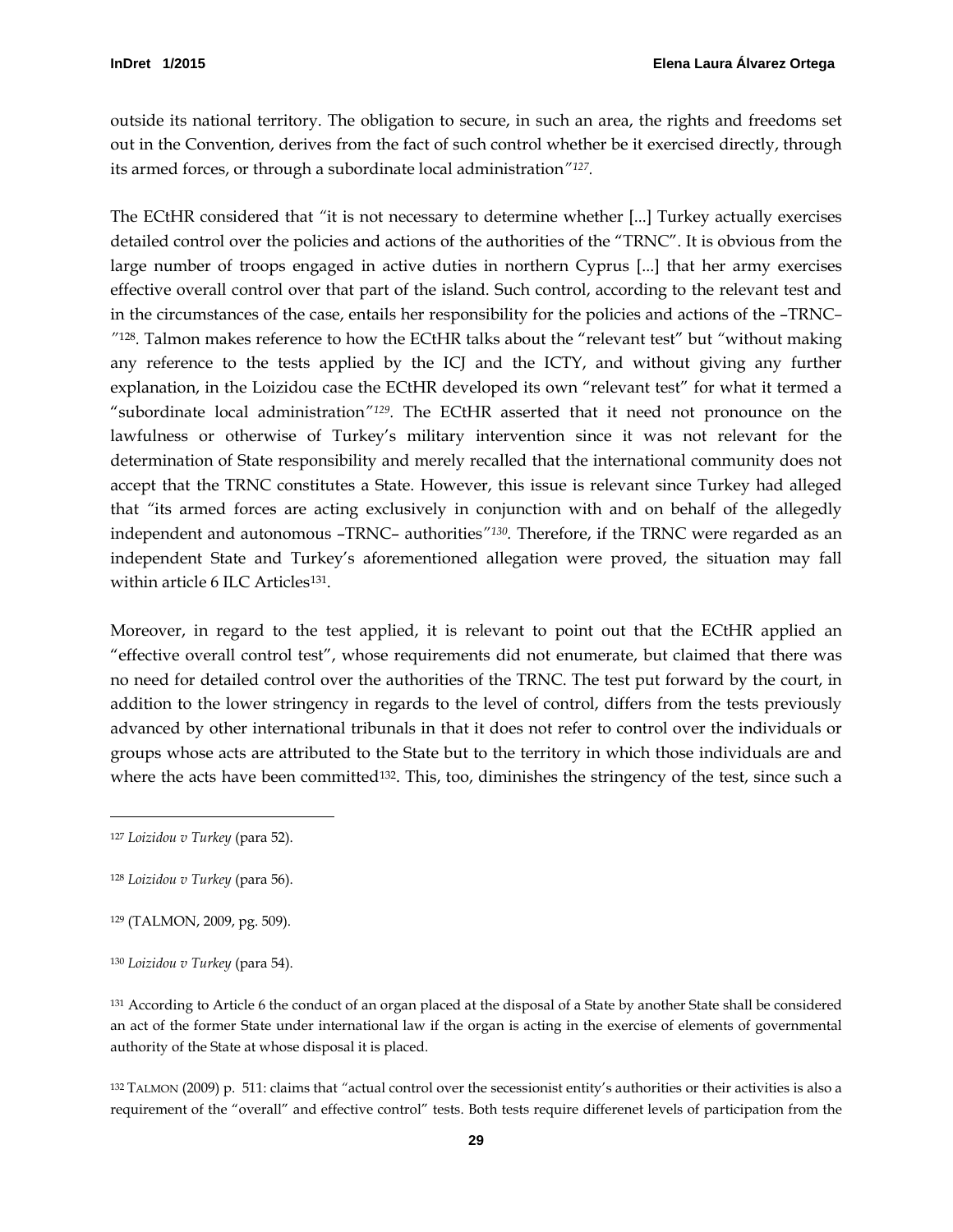outside its national territory. The obligation to secure, in such an area, the rights and freedoms set out in the Convention, derives from the fact of such control whether be it exercised directly, through its armed forces, or through a subordinate local administration"[127].

The ECtHR considered that "it is not necessary to determine whether [...] Turkey actually exercises detailed control over the policies and actions of the authorities of the "TRNC". It is obvious from the large number of troops engaged in active duties in northern Cyprus [...] that her army exercises effective overall control over that part of the island. Such control, according to the relevant test and in the circumstances of the case, entails her responsibility for the policies and actions of the –TRNC– "[128]. Talmon makes reference to how the ECtHR talks about the "relevant test" but "without making any reference to the tests applied by the ICJ and the ICTY, and without giving any further explanation, in the Loizidou case the ECtHR developed its own "relevant test" for what it termed a "subordinate local administration"[129]. The ECtHR asserted that it need not pronounce on the lawfulness or otherwise of Turkey's military intervention since it was not relevant for the determination of State responsibility and merely recalled that the international community does not accept that the TRNC constitutes a State. However, this issue is relevant since Turkey had alleged that "its armed forces are acting exclusively in conjunction with and on behalf of the allegedly independent and autonomous –TRNC– authorities"[130]. Therefore, if the TRNC were regarded as an independent State and Turkey's aforementioned allegation were proved, the situation may fall within article 6 ILC Articles[131].

Moreover, in regard to the test applied, it is relevant to point out that the ECtHR applied an "effective overall control test", whose requirements did not enumerate, but claimed that there was no need for detailed control over the authorities of the TRNC. The test put forward by the court, in addition to the lower stringency in regards to the level of control, differs from the tests previously advanced by other international tribunals in that it does not refer to control over the individuals or groups whose acts are attributed to the State but to the territory in which those individuals are and where the acts have been committed[132]. This, too, diminishes the stringency of the test, since such a

---

[127] *Loizidou v Turkey* (para 52).

[128] *Loizidou v Turkey* (para 56).

[129] (TALMON, 2009, pg. 509).

[130] *Loizidou v Turkey* (para 54).

[131] According to Article 6 the conduct of an organ placed at the disposal of a State by another State shall be considered an act of the former State under international law if the organ is acting in the exercise of elements of governmental authority of the State at whose disposal it is placed.

[132] TALMON (2009) p. 511: claims that "actual control over the secessionist entity's authorities or their activities is also a requirement of the "overall" and effective control" tests. Both tests require differenet levels of participation from the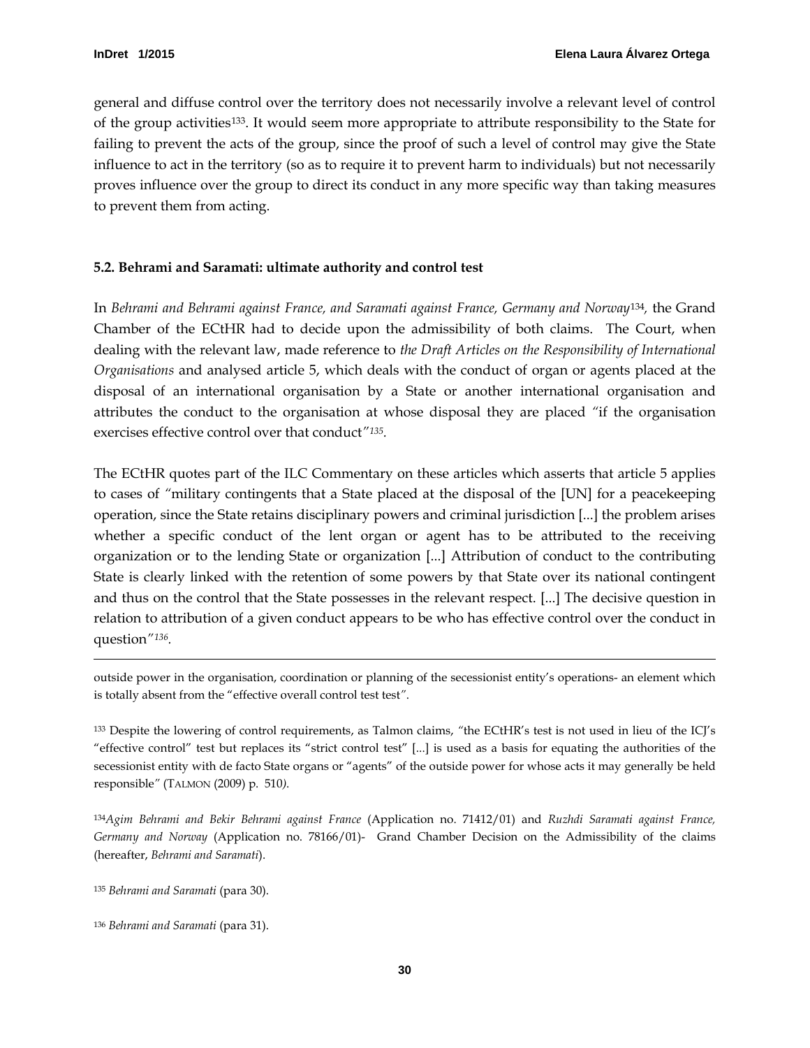general and diffuse control over the territory does not necessarily involve a relevant level of control of the group activities[133]. It would seem more appropriate to attribute responsibility to the State for failing to prevent the acts of the group, since the proof of such a level of control may give the State influence to act in the territory (so as to require it to prevent harm to individuals) but not necessarily proves influence over the group to direct its conduct in any more specific way than taking measures to prevent them from acting.

### 5.2. Behrami and Saramati: ultimate authority and control test

In *Behrami and Behrami against France, and Saramati against France, Germany and Norway*[134], the Grand Chamber of the ECtHR had to decide upon the admissibility of both claims. The Court, when dealing with the relevant law, made reference to *the Draft Articles on the Responsibility of International Organisations* and analysed article 5, which deals with the conduct of organ or agents placed at the disposal of an international organisation by a State or another international organisation and attributes the conduct to the organisation at whose disposal they are placed "if the organisation exercises effective control over that conduct"[135].

The ECtHR quotes part of the ILC Commentary on these articles which asserts that article 5 applies to cases of "military contingents that a State placed at the disposal of the [UN] for a peacekeeping operation, since the State retains disciplinary powers and criminal jurisdiction [...] the problem arises whether a specific conduct of the lent organ or agent has to be attributed to the receiving organization or to the lending State or organization [...] Attribution of conduct to the contributing State is clearly linked with the retention of some powers by that State over its national contingent and thus on the control that the State possesses in the relevant respect. [...] The decisive question in relation to attribution of a given conduct appears to be who has effective control over the conduct in question"[136].

---

outside power in the organisation, coordination or planning of the secessionist entity's operations- an element which is totally absent from the "effective overall control test test".

[133] Despite the lowering of control requirements, as Talmon claims, "the ECtHR's test is not used in lieu of the ICJ's "effective control" test but replaces its "strict control test" [...] is used as a basis for equating the authorities of the secessionist entity with de facto State organs or "agents" of the outside power for whose acts it may generally be held responsible" (TALMON (2009) p. 510).

[134] *Agim Behrami and Bekir Behrami against France* (Application no. 71412/01) and *Ruzhdi Saramati against France, Germany and Norway* (Application no. 78166/01)- Grand Chamber Decision on the Admissibility of the claims (hereafter, *Behrami and Saramati*).

[135] *Behrami and Saramati* (para 30).

[136] *Behrami and Saramati* (para 31).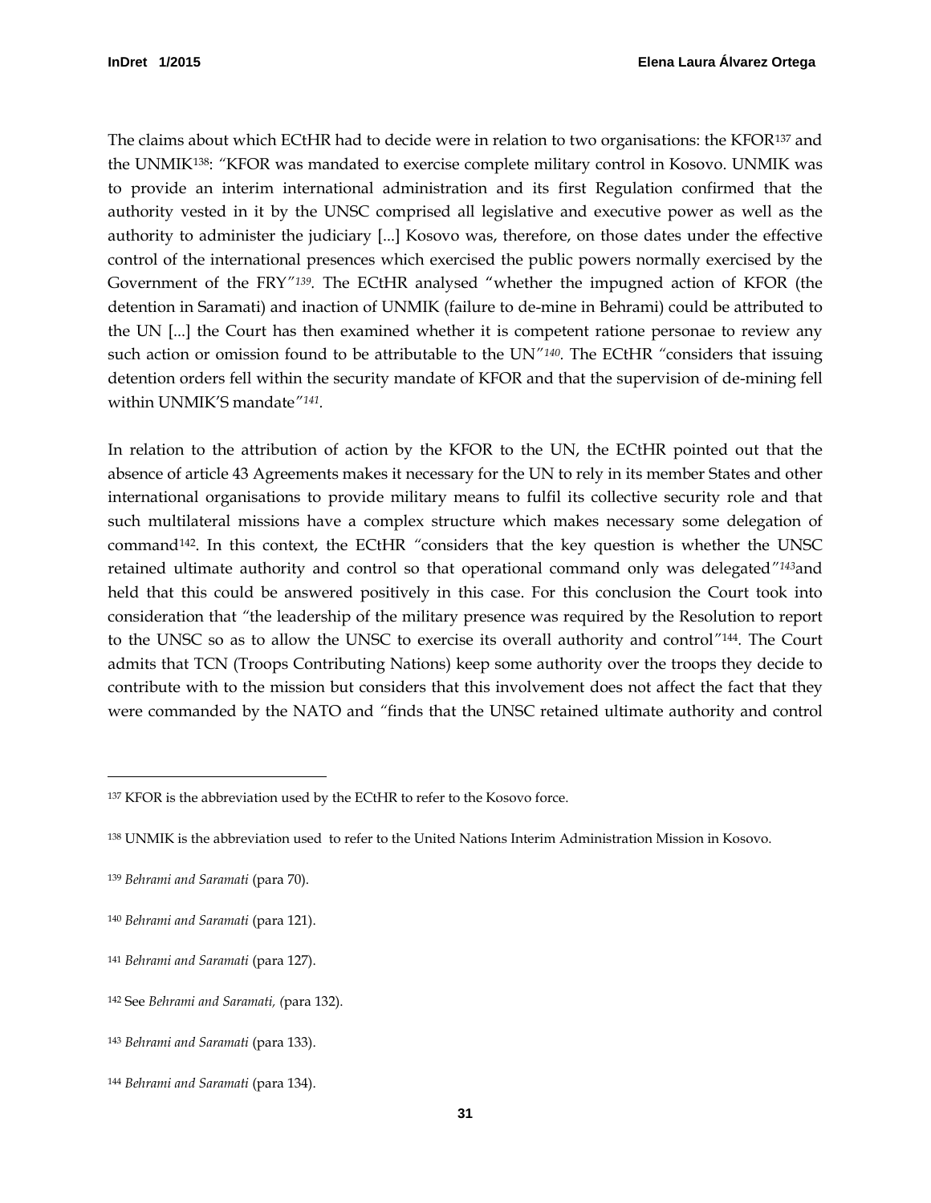The claims about which ECtHR had to decide were in relation to two organisations: the KFOR[137] and the UNMIK[138]: "KFOR was mandated to exercise complete military control in Kosovo. UNMIK was to provide an interim international administration and its first Regulation confirmed that the authority vested in it by the UNSC comprised all legislative and executive power as well as the authority to administer the judiciary [...] Kosovo was, therefore, on those dates under the effective control of the international presences which exercised the public powers normally exercised by the Government of the FRY"[139]. The ECtHR analysed "whether the impugned action of KFOR (the detention in Saramati) and inaction of UNMIK (failure to de-mine in Behrami) could be attributed to the UN [...] the Court has then examined whether it is competent ratione personae to review any such action or omission found to be attributable to the UN"[140]. The ECtHR "considers that issuing detention orders fell within the security mandate of KFOR and that the supervision of de-mining fell within UNMIK'S mandate"[141].

In relation to the attribution of action by the KFOR to the UN, the ECtHR pointed out that the absence of article 43 Agreements makes it necessary for the UN to rely in its member States and other international organisations to provide military means to fulfil its collective security role and that such multilateral missions have a complex structure which makes necessary some delegation of command[142]. In this context, the ECtHR "considers that the key question is whether the UNSC retained ultimate authority and control so that operational command only was delegated"[143]and held that this could be answered positively in this case. For this conclusion the Court took into consideration that "the leadership of the military presence was required by the Resolution to report to the UNSC so as to allow the UNSC to exercise its overall authority and control"[144]. The Court admits that TCN (Troops Contributing Nations) keep some authority over the troops they decide to contribute with to the mission but considers that this involvement does not affect the fact that they were commanded by the NATO and "finds that the UNSC retained ultimate authority and control

---

[137] KFOR is the abbreviation used by the ECtHR to refer to the Kosovo force.

[138] UNMIK is the abbreviation used to refer to the United Nations Interim Administration Mission in Kosovo.

[139] *Behrami and Saramati* (para 70).

[140] *Behrami and Saramati* (para 121).

[141] *Behrami and Saramati* (para 127).

[142] See *Behrami and Saramati, (*para 132).

[143] *Behrami and Saramati* (para 133).

[144] *Behrami and Saramati* (para 134).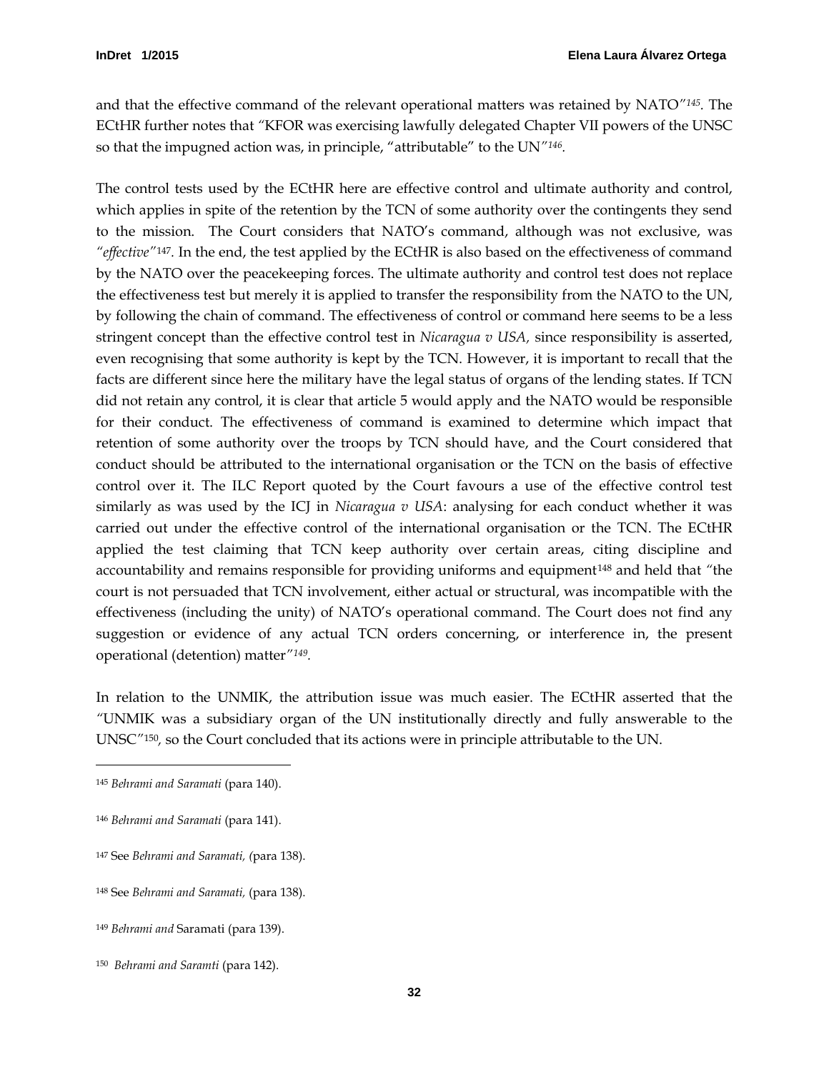and that the effective command of the relevant operational matters was retained by NATO"[145]. The ECtHR further notes that "KFOR was exercising lawfully delegated Chapter VII powers of the UNSC so that the impugned action was, in principle, "attributable" to the UN"[146].

The control tests used by the ECtHR here are effective control and ultimate authority and control, which applies in spite of the retention by the TCN of some authority over the contingents they send to the mission. The Court considers that NATO's command, although was not exclusive, was *"effective"*[147]. In the end, the test applied by the ECtHR is also based on the effectiveness of command by the NATO over the peacekeeping forces. The ultimate authority and control test does not replace the effectiveness test but merely it is applied to transfer the responsibility from the NATO to the UN, by following the chain of command. The effectiveness of control or command here seems to be a less stringent concept than the effective control test in *Nicaragua v USA,* since responsibility is asserted, even recognising that some authority is kept by the TCN. However, it is important to recall that the facts are different since here the military have the legal status of organs of the lending states. If TCN did not retain any control, it is clear that article 5 would apply and the NATO would be responsible for their conduct. The effectiveness of command is examined to determine which impact that retention of some authority over the troops by TCN should have, and the Court considered that conduct should be attributed to the international organisation or the TCN on the basis of effective control over it. The ILC Report quoted by the Court favours a use of the effective control test similarly as was used by the ICJ in *Nicaragua v USA*: analysing for each conduct whether it was carried out under the effective control of the international organisation or the TCN. The ECtHR applied the test claiming that TCN keep authority over certain areas, citing discipline and accountability and remains responsible for providing uniforms and equipment[148] and held that "the court is not persuaded that TCN involvement, either actual or structural, was incompatible with the effectiveness (including the unity) of NATO's operational command. The Court does not find any suggestion or evidence of any actual TCN orders concerning, or interference in, the present operational (detention) matter"[149].

In relation to the UNMIK, the attribution issue was much easier. The ECtHR asserted that the "UNMIK was a subsidiary organ of the UN institutionally directly and fully answerable to the UNSC"[150], so the Court concluded that its actions were in principle attributable to the UN.

---

[145] *Behrami and Saramati* (para 140).

[146] *Behrami and Saramati* (para 141).

[147] See *Behrami and Saramati, (*para 138).

[148] See *Behrami and Saramati,* (para 138).

[149] *Behrami and* Saramati (para 139).

[150] *Behrami and Saramti* (para 142).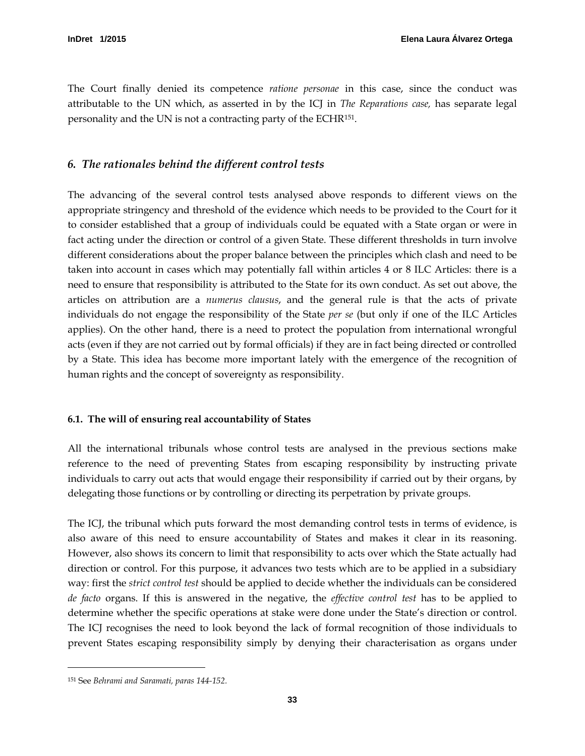The Court finally denied its competence *ratione personae* in this case, since the conduct was attributable to the UN which, as asserted in by the ICJ in *The Reparations case,* has separate legal personality and the UN is not a contracting party of the ECHR[151].

## *6. The rationales behind the different control tests*

The advancing of the several control tests analysed above responds to different views on the appropriate stringency and threshold of the evidence which needs to be provided to the Court for it to consider established that a group of individuals could be equated with a State organ or were in fact acting under the direction or control of a given State. These different thresholds in turn involve different considerations about the proper balance between the principles which clash and need to be taken into account in cases which may potentially fall within articles 4 or 8 ILC Articles: there is a need to ensure that responsibility is attributed to the State for its own conduct. As set out above, the articles on attribution are a *numerus clausus*, and the general rule is that the acts of private individuals do not engage the responsibility of the State *per se* (but only if one of the ILC Articles applies). On the other hand, there is a need to protect the population from international wrongful acts (even if they are not carried out by formal officials) if they are in fact being directed or controlled by a State. This idea has become more important lately with the emergence of the recognition of human rights and the concept of sovereignty as responsibility.

### 6.1. The will of ensuring real accountability of States

All the international tribunals whose control tests are analysed in the previous sections make reference to the need of preventing States from escaping responsibility by instructing private individuals to carry out acts that would engage their responsibility if carried out by their organs, by delegating those functions or by controlling or directing its perpetration by private groups.

The ICJ, the tribunal which puts forward the most demanding control tests in terms of evidence, is also aware of this need to ensure accountability of States and makes it clear in its reasoning. However, also shows its concern to limit that responsibility to acts over which the State actually had direction or control. For this purpose, it advances two tests which are to be applied in a subsidiary way: first the *strict control test* should be applied to decide whether the individuals can be considered *de facto* organs. If this is answered in the negative, the *effective control test* has to be applied to determine whether the specific operations at stake were done under the State's direction or control. The ICJ recognises the need to look beyond the lack of formal recognition of those individuals to prevent States escaping responsibility simply by denying their characterisation as organs under

[151] See *Behrami and Saramati, paras 144-152.*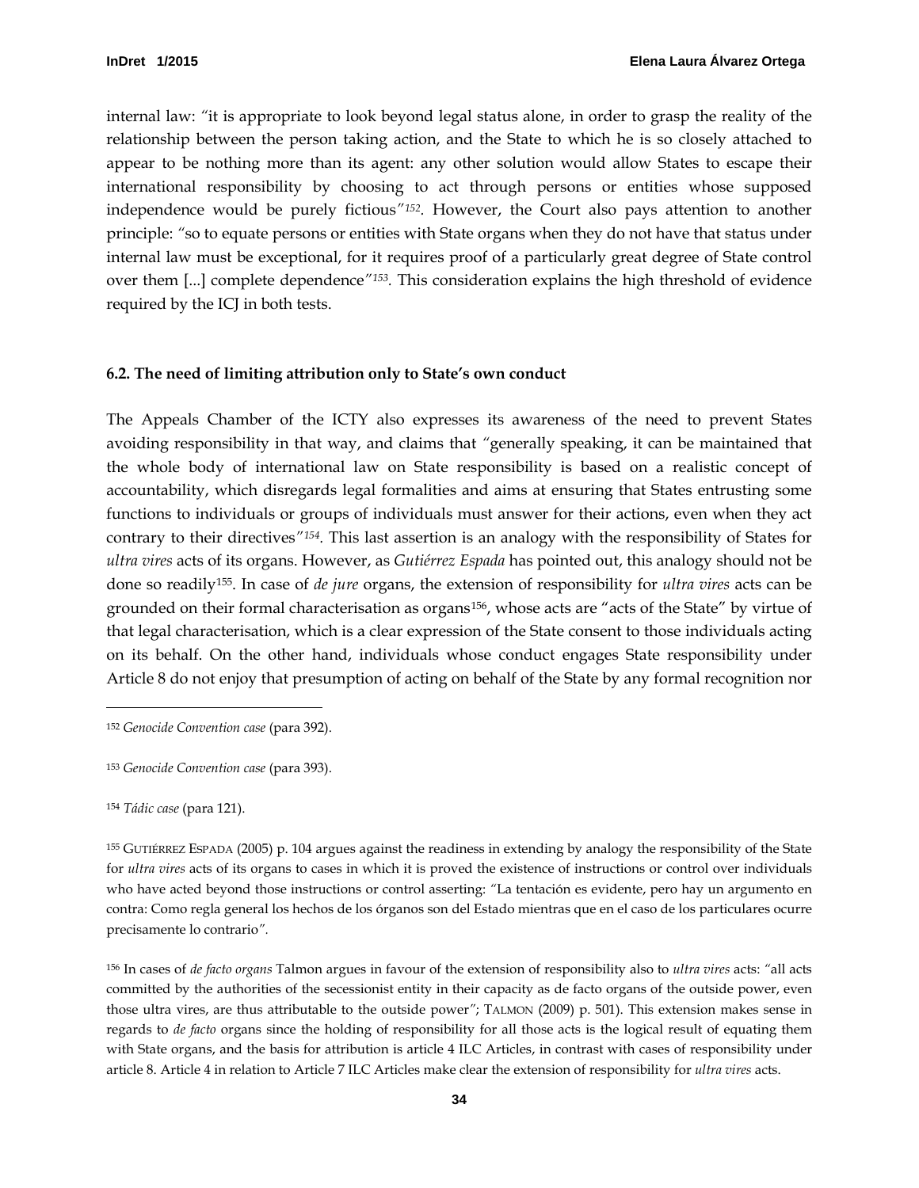internal law: "it is appropriate to look beyond legal status alone, in order to grasp the reality of the relationship between the person taking action, and the State to which he is so closely attached to appear to be nothing more than its agent: any other solution would allow States to escape their international responsibility by choosing to act through persons or entities whose supposed independence would be purely fictious"[152]. However, the Court also pays attention to another principle: "so to equate persons or entities with State organs when they do not have that status under internal law must be exceptional, for it requires proof of a particularly great degree of State control over them [...] complete dependence"[153]. This consideration explains the high threshold of evidence required by the ICJ in both tests.

### 6.2. The need of limiting attribution only to State's own conduct

The Appeals Chamber of the ICTY also expresses its awareness of the need to prevent States avoiding responsibility in that way, and claims that "generally speaking, it can be maintained that the whole body of international law on State responsibility is based on a realistic concept of accountability, which disregards legal formalities and aims at ensuring that States entrusting some functions to individuals or groups of individuals must answer for their actions, even when they act contrary to their directives"[154]. This last assertion is an analogy with the responsibility of States for *ultra vires* acts of its organs. However, as *Gutiérrez Espada* has pointed out, this analogy should not be done so readily[155]. In case of *de jure* organs, the extension of responsibility for *ultra vires* acts can be grounded on their formal characterisation as organs[156], whose acts are "acts of the State" by virtue of that legal characterisation, which is a clear expression of the State consent to those individuals acting on its behalf. On the other hand, individuals whose conduct engages State responsibility under Article 8 do not enjoy that presumption of acting on behalf of the State by any formal recognition nor

---

[152] *Genocide Convention case* (para 392).

[153] *Genocide Convention case* (para 393).

[154] *Tádic case* (para 121).

[155] GUTIÉRREZ ESPADA (2005) p. 104 argues against the readiness in extending by analogy the responsibility of the State for *ultra vires* acts of its organs to cases in which it is proved the existence of instructions or control over individuals who have acted beyond those instructions or control asserting: "La tentación es evidente, pero hay un argumento en contra: Como regla general los hechos de los órganos son del Estado mientras que en el caso de los particulares ocurre precisamente lo contrario".

[156] In cases of *de facto organs* Talmon argues in favour of the extension of responsibility also to *ultra vires* acts: "all acts committed by the authorities of the secessionist entity in their capacity as de facto organs of the outside power, even those ultra vires, are thus attributable to the outside power"; TALMON (2009) p. 501). This extension makes sense in regards to *de facto* organs since the holding of responsibility for all those acts is the logical result of equating them with State organs, and the basis for attribution is article 4 ILC Articles, in contrast with cases of responsibility under article 8. Article 4 in relation to Article 7 ILC Articles make clear the extension of responsibility for *ultra vires* acts.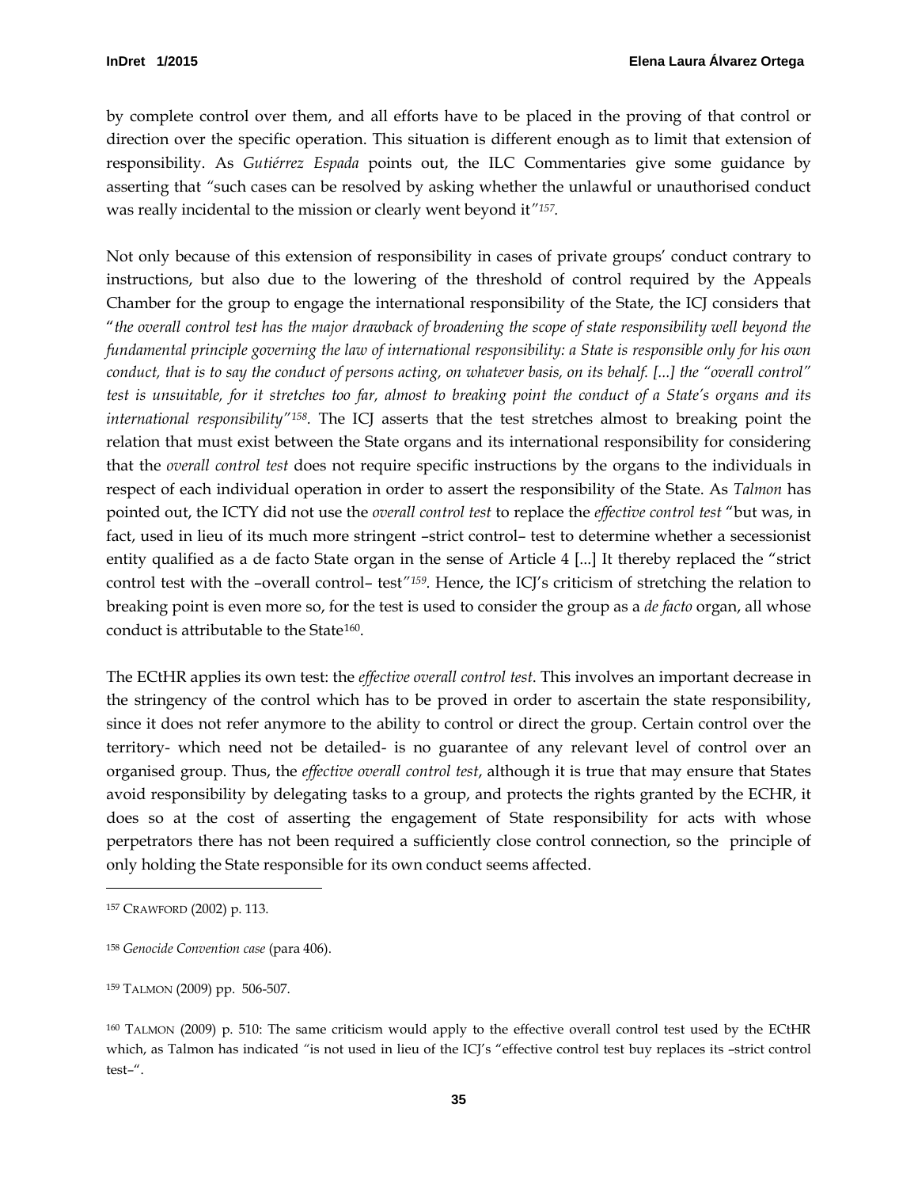by complete control over them, and all efforts have to be placed in the proving of that control or direction over the specific operation. This situation is different enough as to limit that extension of responsibility. As *Gutiérrez Espada* points out, the ILC Commentaries give some guidance by asserting that *"*such cases can be resolved by asking whether the unlawful or unauthorised conduct was really incidental to the mission or clearly went beyond it*"*[157].

Not only because of this extension of responsibility in cases of private groups' conduct contrary to instructions, but also due to the lowering of the threshold of control required by the Appeals Chamber for the group to engage the international responsibility of the State, the ICJ considers that "*the overall control test has the major drawback of broadening the scope of state responsibility well beyond the fundamental principle governing the law of international responsibility: a State is responsible only for his own conduct, that is to say the conduct of persons acting, on whatever basis, on its behalf. [...] the "overall control" test is unsuitable, for it stretches too far, almost to breaking point the conduct of a State's organs and its international responsibility"*[158]. The ICJ asserts that the test stretches almost to breaking point the relation that must exist between the State organs and its international responsibility for considering that the *overall control test* does not require specific instructions by the organs to the individuals in respect of each individual operation in order to assert the responsibility of the State. As *Talmon* has pointed out, the ICTY did not use the *overall control test* to replace the *effective control test* "but was, in fact, used in lieu of its much more stringent –strict control– test to determine whether a secessionist entity qualified as a de facto State organ in the sense of Article 4 [...] It thereby replaced the "strict control test with the –overall control– test*"*[159]. Hence, the ICJ's criticism of stretching the relation to breaking point is even more so, for the test is used to consider the group as a *de facto* organ, all whose conduct is attributable to the State[160].

The ECtHR applies its own test: the *effective overall control test*. This involves an important decrease in the stringency of the control which has to be proved in order to ascertain the state responsibility, since it does not refer anymore to the ability to control or direct the group. Certain control over the territory- which need not be detailed- is no guarantee of any relevant level of control over an organised group. Thus, the *effective overall control test*, although it is true that may ensure that States avoid responsibility by delegating tasks to a group, and protects the rights granted by the ECHR, it does so at the cost of asserting the engagement of State responsibility for acts with whose perpetrators there has not been required a sufficiently close control connection, so the principle of only holding the State responsible for its own conduct seems affected.

---

[157] CRAWFORD (2002) p. 113.

[158] *Genocide Convention case* (para 406).

[159] TALMON (2009) pp. 506-507.

[160] TALMON (2009) p. 510: The same criticism would apply to the effective overall control test used by the ECtHR which, as Talmon has indicated *"*is not used in lieu of the ICJ's "effective control test buy replaces its –strict control test–".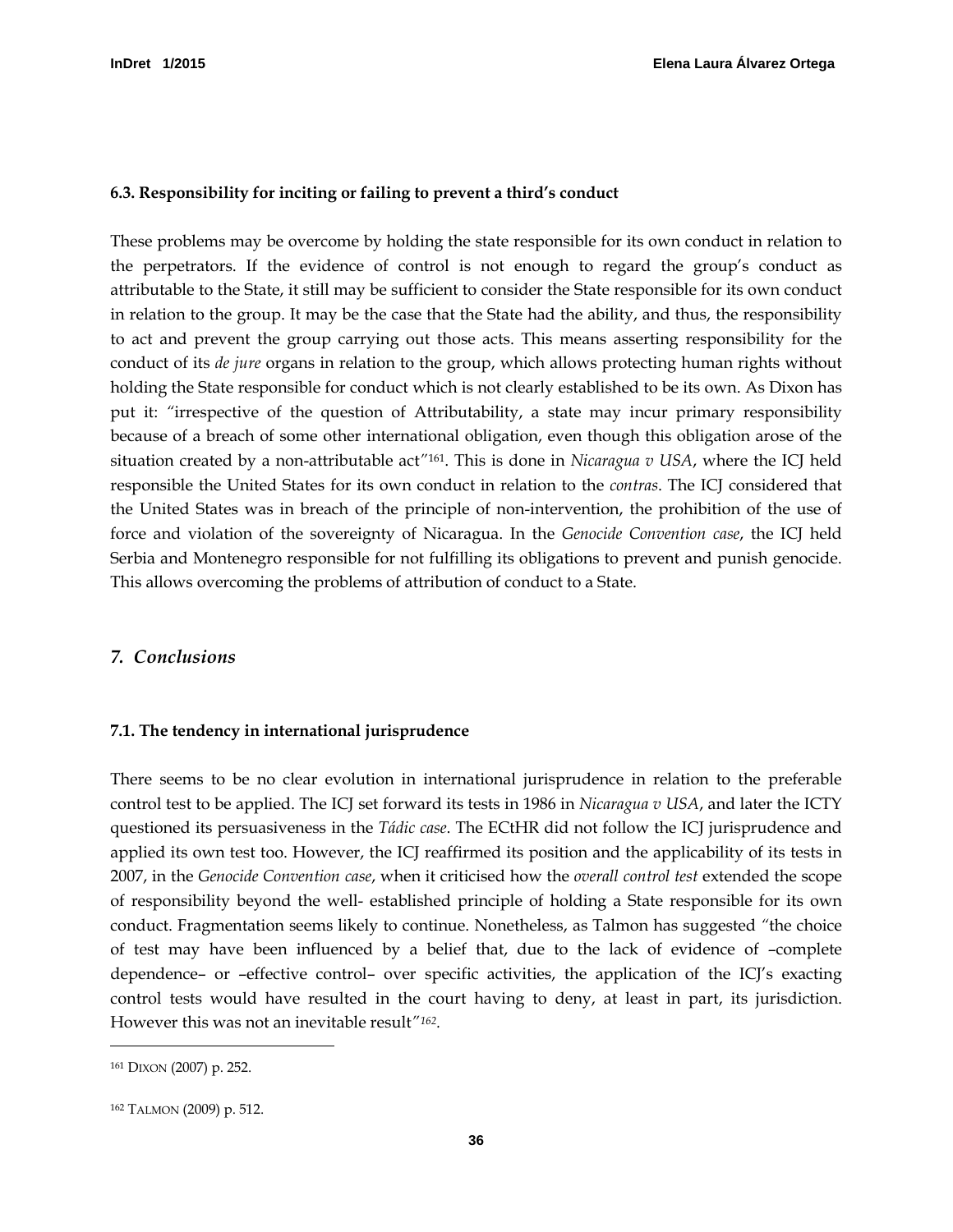### 6.3. Responsibility for inciting or failing to prevent a third's conduct

These problems may be overcome by holding the state responsible for its own conduct in relation to the perpetrators. If the evidence of control is not enough to regard the group's conduct as attributable to the State, it still may be sufficient to consider the State responsible for its own conduct in relation to the group. It may be the case that the State had the ability, and thus, the responsibility to act and prevent the group carrying out those acts. This means asserting responsibility for the conduct of its *de jure* organs in relation to the group, which allows protecting human rights without holding the State responsible for conduct which is not clearly established to be its own. As Dixon has put it: "irrespective of the question of Attributability, a state may incur primary responsibility because of a breach of some other international obligation, even though this obligation arose of the situation created by a non-attributable act"[161]. This is done in *Nicaragua v USA*, where the ICJ held responsible the United States for its own conduct in relation to the *contras*. The ICJ considered that the United States was in breach of the principle of non-intervention, the prohibition of the use of force and violation of the sovereignty of Nicaragua. In the *Genocide Convention case*, the ICJ held Serbia and Montenegro responsible for not fulfilling its obligations to prevent and punish genocide. This allows overcoming the problems of attribution of conduct to a State.

## *7. Conclusions*

### 7.1. The tendency in international jurisprudence

There seems to be no clear evolution in international jurisprudence in relation to the preferable control test to be applied. The ICJ set forward its tests in 1986 in *Nicaragua v USA*, and later the ICTY questioned its persuasiveness in the *Tádic case*. The ECtHR did not follow the ICJ jurisprudence and applied its own test too. However, the ICJ reaffirmed its position and the applicability of its tests in 2007, in the *Genocide Convention case*, when it criticised how the *overall control test* extended the scope of responsibility beyond the well- established principle of holding a State responsible for its own conduct. Fragmentation seems likely to continue. Nonetheless, as Talmon has suggested "the choice of test may have been influenced by a belief that, due to the lack of evidence of –complete dependence– or –effective control– over specific activities, the application of the ICJ's exacting control tests would have resulted in the court having to deny, at least in part, its jurisdiction. However this was not an inevitable result"[162].

---

[161] DIXON (2007) p. 252.

[162] TALMON (2009) p. 512.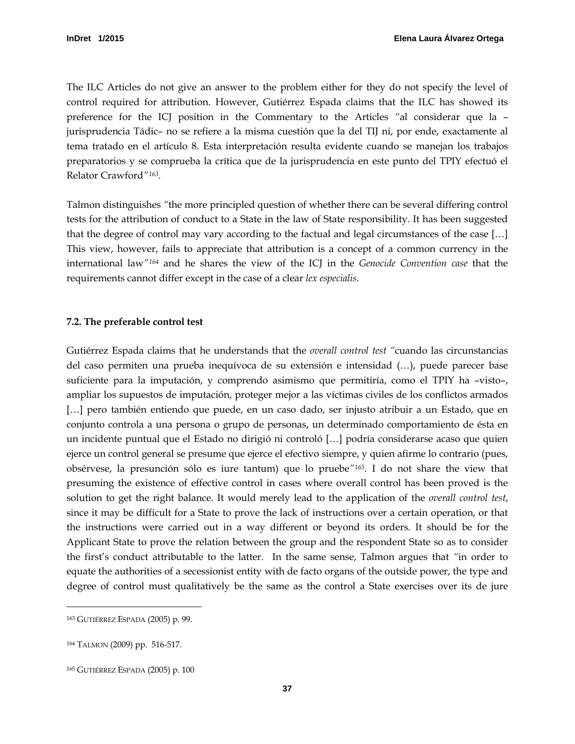The ILC Articles do not give an answer to the problem either for they do not specify the level of control required for attribution. However, Gutiérrez Espada claims that the ILC has showed its preference for the ICJ position in the Commentary to the Articles *"*al considerar que la –jurisprudencia Tádic– no se refiere a la misma cuestión que la del TIJ ni, por ende, exactamente al tema tratado en el artículo 8. Esta interpretación resulta evidente cuando se manejan los trabajos preparatorios y se comprueba la crítica que de la jurisprudencia en este punto del TPIY efectuó el Relator Crawford*"*[163].

Talmon distinguishes "the more principled question of whether there can be several differing control tests for the attribution of conduct to a State in the law of State responsibility. It has been suggested that the degree of control may vary according to the factual and legal circumstances of the case […] This view, however, fails to appreciate that attribution is a concept of a common currency in the international law"[164] and he shares the view of the ICJ in the *Genocide Convention case* that the requirements cannot differ except in the case of a clear *lex especialis*.

### 7.2. The preferable control test

Gutiérrez Espada claims that he understands that the *overall control test* "cuando las circunstancias del caso permiten una prueba inequívoca de su extensión e intensidad (…), puede parecer base suficiente para la imputación, y comprendo asimismo que permitiría, como el TPIY ha –visto–, ampliar los supuestos de imputación, proteger mejor a las víctimas civiles de los conflictos armados […] pero también entiendo que puede, en un caso dado, ser injusto atribuir a un Estado, que en conjunto controla a una persona o grupo de personas, un determinado comportamiento de ésta en un incidente puntual que el Estado no dirigió ni controló […] podría considerarse acaso que quien ejerce un control general se presume que ejerce el efectivo siempre, y quien afirme lo contrario (pues, obsérvese, la presunción sólo es iure tantum) que lo pruebe"[165]. I do not share the view that presuming the existence of effective control in cases where overall control has been proved is the solution to get the right balance. It would merely lead to the application of the *overall control test*, since it may be difficult for a State to prove the lack of instructions over a certain operation, or that the instructions were carried out in a way different or beyond its orders. It should be for the Applicant State to prove the relation between the group and the respondent State so as to consider the first's conduct attributable to the latter. In the same sense, Talmon argues that "in order to equate the authorities of a secessionist entity with de facto organs of the outside power, the type and degree of control must qualitatively be the same as the control a State exercises over its de jure

---

[163] GUTIÉRREZ ESPADA (2005) p. 99.

[164] TALMON (2009) pp. 516-517.

[165] GUTIÉRREZ ESPADA (2005) p. 100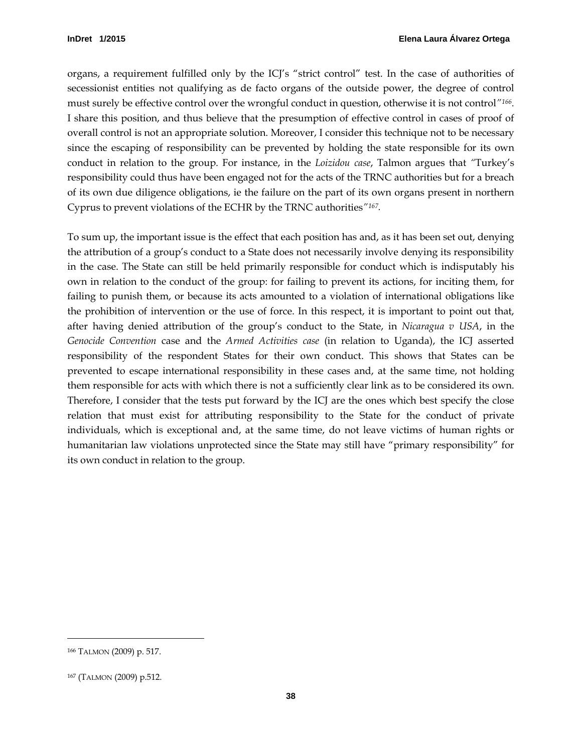organs, a requirement fulfilled only by the ICJ's "strict control" test. In the case of authorities of secessionist entities not qualifying as de facto organs of the outside power, the degree of control must surely be effective control over the wrongful conduct in question, otherwise it is not control"[166]. I share this position, and thus believe that the presumption of effective control in cases of proof of overall control is not an appropriate solution. Moreover, I consider this technique not to be necessary since the escaping of responsibility can be prevented by holding the state responsible for its own conduct in relation to the group. For instance, in the *Loizidou case*, Talmon argues that "Turkey's responsibility could thus have been engaged not for the acts of the TRNC authorities but for a breach of its own due diligence obligations, ie the failure on the part of its own organs present in northern Cyprus to prevent violations of the ECHR by the TRNC authorities"[167].

To sum up, the important issue is the effect that each position has and, as it has been set out, denying the attribution of a group's conduct to a State does not necessarily involve denying its responsibility in the case. The State can still be held primarily responsible for conduct which is indisputably his own in relation to the conduct of the group: for failing to prevent its actions, for inciting them, for failing to punish them, or because its acts amounted to a violation of international obligations like the prohibition of intervention or the use of force. In this respect, it is important to point out that, after having denied attribution of the group's conduct to the State, in *Nicaragua v USA*, in the *Genocide Convention* case and the *Armed Activities case* (in relation to Uganda), the ICJ asserted responsibility of the respondent States for their own conduct. This shows that States can be prevented to escape international responsibility in these cases and, at the same time, not holding them responsible for acts with which there is not a sufficiently clear link as to be considered its own. Therefore, I consider that the tests put forward by the ICJ are the ones which best specify the close relation that must exist for attributing responsibility to the State for the conduct of private individuals, which is exceptional and, at the same time, do not leave victims of human rights or humanitarian law violations unprotected since the State may still have "primary responsibility" for its own conduct in relation to the group.

---

[166] TALMON (2009) p. 517.

[167] (TALMON (2009) p.512.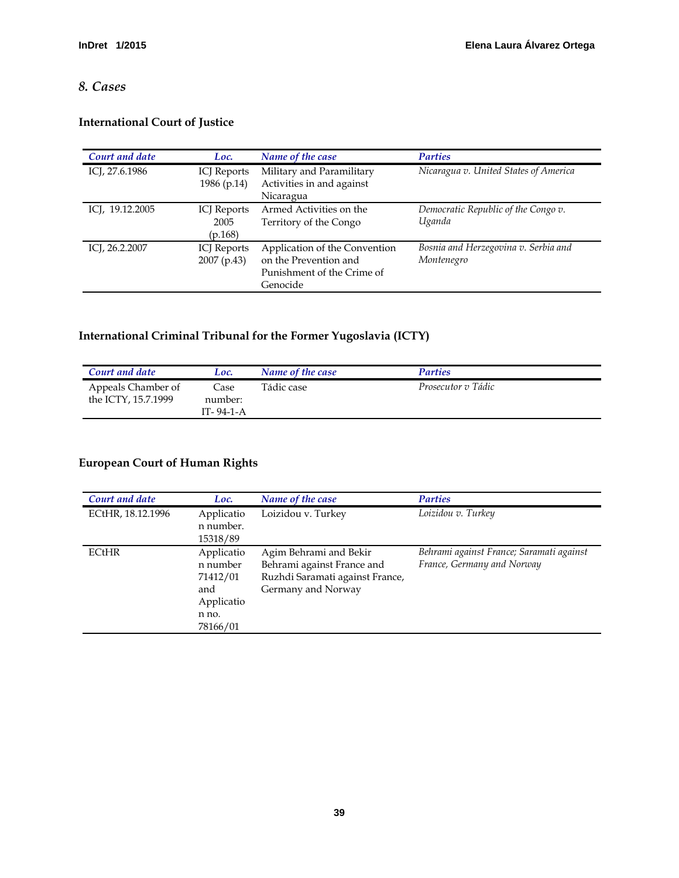## *8. Cases*

### International Court of Justice

| *Court and date* | *Loc.* | *Name of the case* | *Parties* |
|---|---|---|---|
| ICJ, 27.6.1986 | ICJ Reports 1986 (p.14) | Military and Paramilitary Activities in and against Nicaragua | *Nicaragua v. United States of America* |
| ICJ, 19.12.2005 | ICJ Reports 2005 (p.168) | Armed Activities on the Territory of the Congo | *Democratic Republic of the Congo v. Uganda* |
| ICJ, 26.2.2007 | ICJ Reports 2007 (p.43) | Application of the Convention on the Prevention and Punishment of the Crime of Genocide | *Bosnia and Herzegovina v. Serbia and Montenegro* |

### International Criminal Tribunal for the Former Yugoslavia (ICTY)

| *Court and date* | *Loc.* | *Name of the case* | *Parties* |
|---|---|---|---|
| Appeals Chamber of the ICTY, 15.7.1999 | Case number: IT- 94-1-A | Tádic case | *Prosecutor v Tádic* |

### European Court of Human Rights

| *Court and date* | *Loc.* | *Name of the case* | *Parties* |
|---|---|---|---|
| ECtHR, 18.12.1996 | Application number. 15318/89 | Loizidou v. Turkey | *Loizidou v. Turkey* |
| ECtHR | Application number 71412/01 and Application no. 78166/01 | Agim Behrami and Bekir Behrami against France and Ruzhdi Saramati against France, Germany and Norway | *Behrami against France; Saramati against France, Germany and Norway* |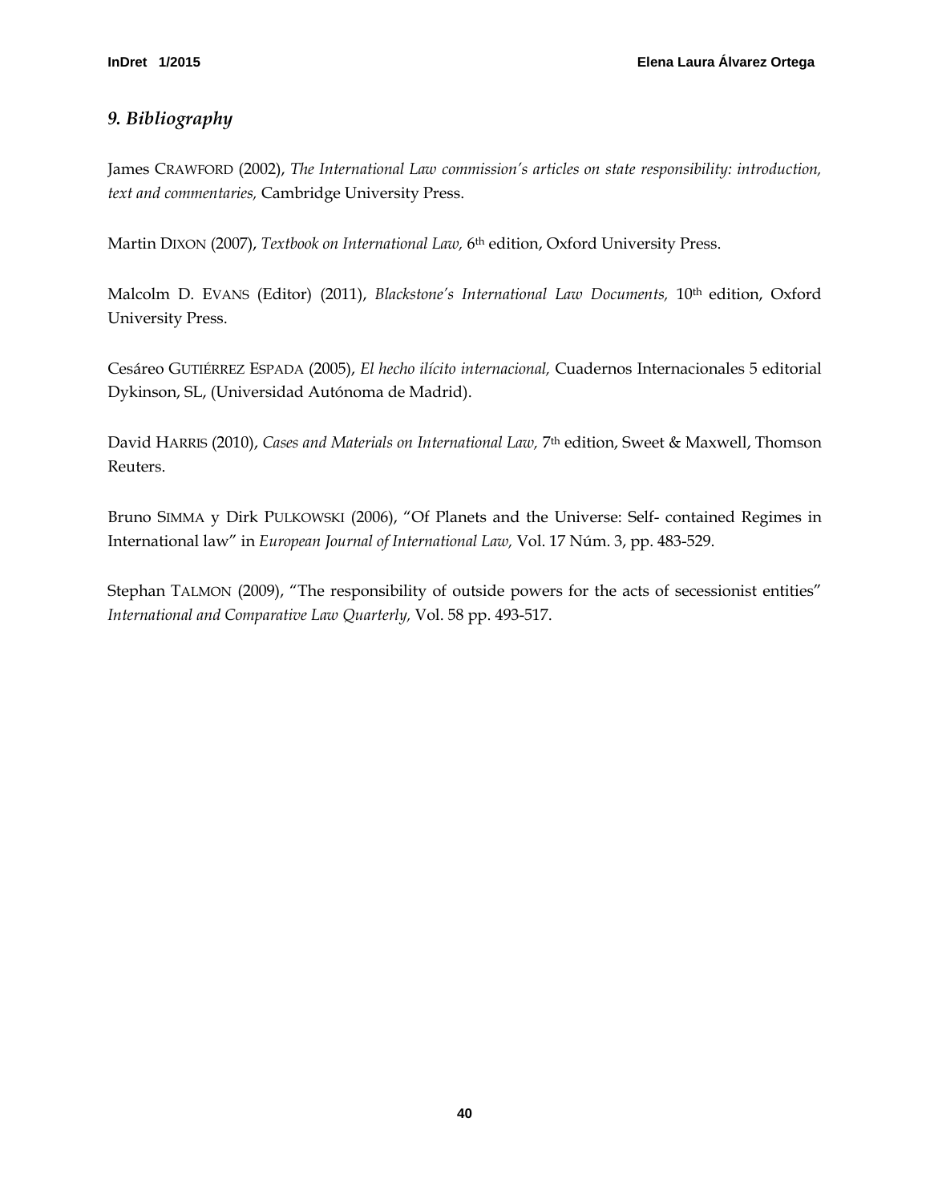## *9. Bibliography*

James CRAWFORD (2002), *The International Law commission's articles on state responsibility: introduction, text and commentaries,* Cambridge University Press.

Martin DIXON (2007), *Textbook on International Law,* 6th edition, Oxford University Press.

Malcolm D. EVANS (Editor) (2011), *Blackstone's International Law Documents,* 10th edition, Oxford University Press.

Cesáreo GUTIÉRREZ ESPADA (2005), *El hecho ilícito internacional,* Cuadernos Internacionales 5 editorial Dykinson, SL, (Universidad Autónoma de Madrid).

David HARRIS (2010), *Cases and Materials on International Law,* 7th edition, Sweet & Maxwell, Thomson Reuters.

Bruno SIMMA y Dirk PULKOWSKI (2006), "Of Planets and the Universe: Self- contained Regimes in International law" in *European Journal of International Law,* Vol. 17 Núm. 3, pp. 483-529.

Stephan TALMON (2009), "The responsibility of outside powers for the acts of secessionist entities" *International and Comparative Law Quarterly,* Vol. 58 pp. 493-517.